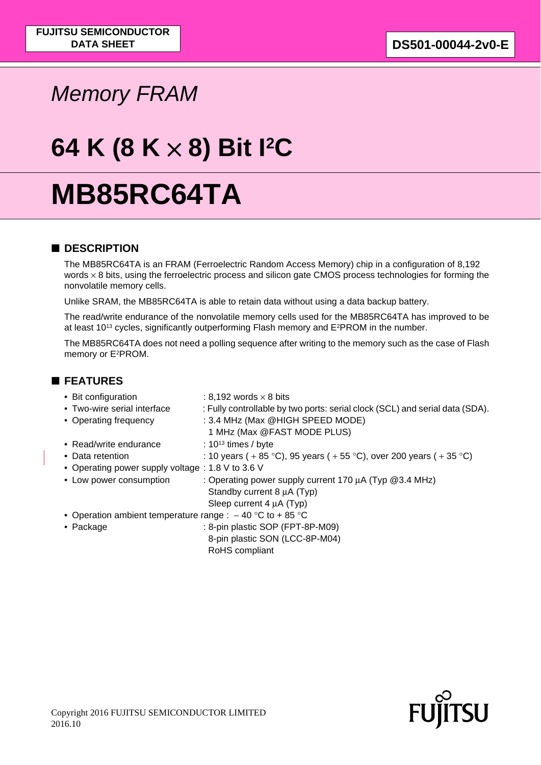FUJITSU SEMICONDUCTOR DATA SHEET

DS501-00044-2v0-E

*Memory FRAM*

# 64 K (8 K × 8) Bit I²C

# MB85RC64TA

## ■ DESCRIPTION

The MB85RC64TA is an FRAM (Ferroelectric Random Access Memory) chip in a configuration of 8,192 words × 8 bits, using the ferroelectric process and silicon gate CMOS process technologies for forming the nonvolatile memory cells.

Unlike SRAM, the MB85RC64TA is able to retain data without using a data backup battery.

The read/write endurance of the nonvolatile memory cells used for the MB85RC64TA has improved to be at least $10^{13}$ cycles, significantly outperforming Flash memory and E²PROM in the number.

The MB85RC64TA does not need a polling sequence after writing to the memory such as the case of Flash memory or E²PROM.

## ■ FEATURES

- Bit configuration : 8,192 words × 8 bits
- Two-wire serial interface : Fully controllable by two ports: serial clock (SCL) and serial data (SDA).
- Operating frequency : 3.4 MHz (Max @HIGH SPEED MODE)
  1 MHz (Max @FAST MODE PLUS)
- Read/write endurance : $10^{13}$ times / byte
- Data retention : 10 years ( + 85 °C), 95 years ( + 55 °C), over 200 years ( + 35 °C)
- Operating power supply voltage : 1.8 V to 3.6 V
- Low power consumption : Operating power supply current 170 μA (Typ @3.4 MHz)
  Standby current 8 μA (Typ)
  Sleep current 4 μA (Typ)
- Operation ambient temperature range : − 40 °C to + 85 °C
- Package : 8-pin plastic SOP (FPT-8P-M09)
  8-pin plastic SON (LCC-8P-M04)
  RoHS compliant

Copyright 2016 FUJITSU SEMICONDUCTOR LIMITED
2016.10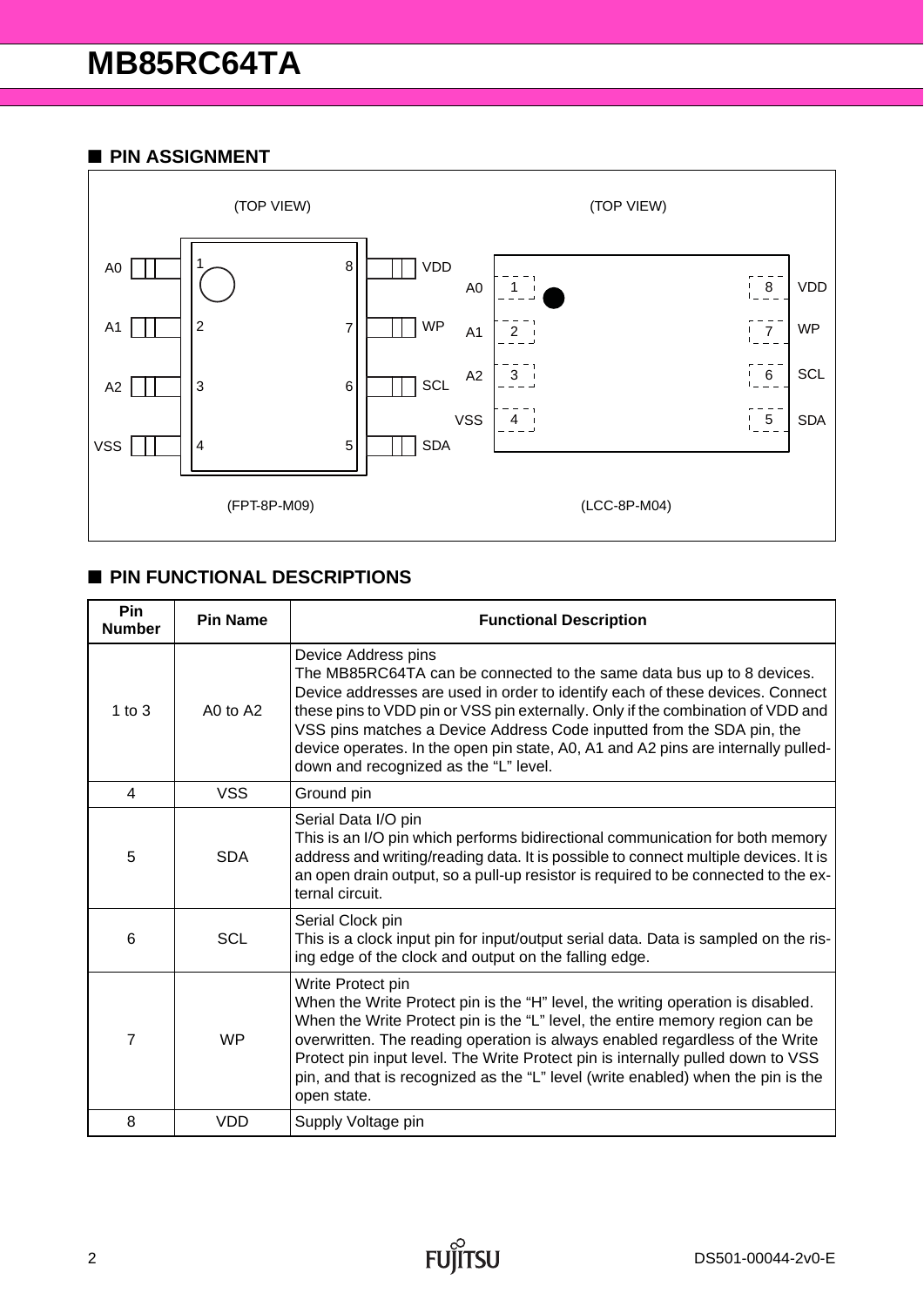## ■ PIN ASSIGNMENT

(TOP VIEW)

| Pin | Name | Pin | Name |
|---|---|---|---|
| 1 | A0 | 8 | VDD |
| 2 | A1 | 7 | WP |
| 3 | A2 | 6 | SCL |
| 4 | VSS | 5 | SDA |

(FPT-8P-M09)

(TOP VIEW)

| Pin | Name | Pin | Name |
|---|---|---|---|
| 1 | A0 | 8 | VDD |
| 2 | A1 | 7 | WP |
| 3 | A2 | 6 | SCL |
| 4 | VSS | 5 | SDA |

(LCC-8P-M04)

## ■ PIN FUNCTIONAL DESCRIPTIONS

| Pin Number | Pin Name | Functional Description |
|---|---|---|
| 1 to 3 | A0 to A2 | Device Address pins<br>The MB85RC64TA can be connected to the same data bus up to 8 devices. Device addresses are used in order to identify each of these devices. Connect these pins to VDD pin or VSS pin externally. Only if the combination of VDD and VSS pins matches a Device Address Code inputted from the SDA pin, the device operates. In the open pin state, A0, A1 and A2 pins are internally pulled-down and recognized as the "L" level. |
| 4 | VSS | Ground pin |
| 5 | SDA | Serial Data I/O pin<br>This is an I/O pin which performs bidirectional communication for both memory address and writing/reading data. It is possible to connect multiple devices. It is an open drain output, so a pull-up resistor is required to be connected to the external circuit. |
| 6 | SCL | Serial Clock pin<br>This is a clock input pin for input/output serial data. Data is sampled on the rising edge of the clock and output on the falling edge. |
| 7 | WP | Write Protect pin<br>When the Write Protect pin is the "H" level, the writing operation is disabled. When the Write Protect pin is the "L" level, the entire memory region can be overwritten. The reading operation is always enabled regardless of the Write Protect pin input level. The Write Protect pin is internally pulled down to VSS pin, and that is recognized as the "L" level (write enabled) when the pin is the open state. |
| 8 | VDD | Supply Voltage pin |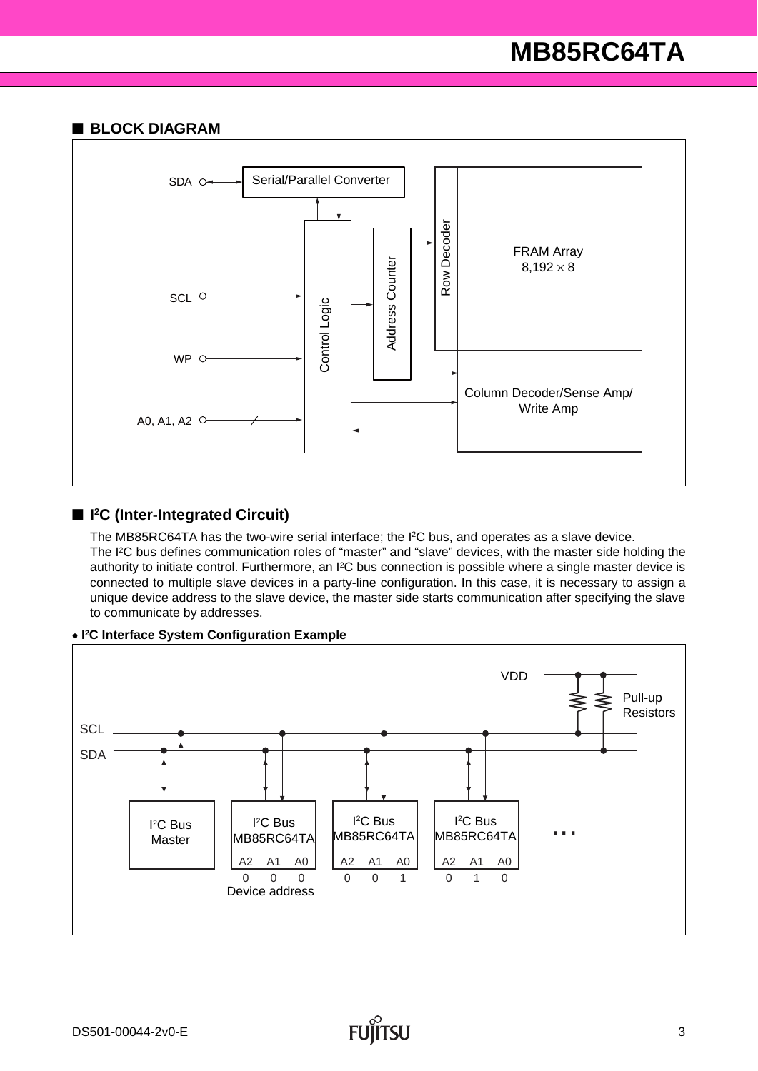## ■ BLOCK DIAGRAM

SDA

Serial/Parallel Converter

Row Decoder

FRAM Array
8,192 × 8

Address Counter

Control Logic

SCL

WP

A0, A1, A2

Column Decoder/Sense Amp/
Write Amp

## ■ $I^2C$ (Inter-Integrated Circuit)

The MB85RC64TA has the two-wire serial interface; the $I^2C$ bus, and operates as a slave device.
The $I^2C$ bus defines communication roles of "master" and "slave" devices, with the master side holding the authority to initiate control. Furthermore, an $I^2C$ bus connection is possible where a single master device is connected to multiple slave devices in a party-line configuration. In this case, it is necessary to assign a unique device address to the slave device, the master side starts communication after specifying the slave to communicate by addresses.

**• $I^2C$ Interface System Configuration Example**

VDD

Pull-up Resistors

SCL

SDA

$I^2C$ Bus Master

$I^2C$ Bus MB85RC64TA — A2 A1 A0: 0 0 0

$I^2C$ Bus MB85RC64TA — A2 A1 A0: 0 0 1

$I^2C$ Bus MB85RC64TA — A2 A1 A0: 0 1 0

...

Device address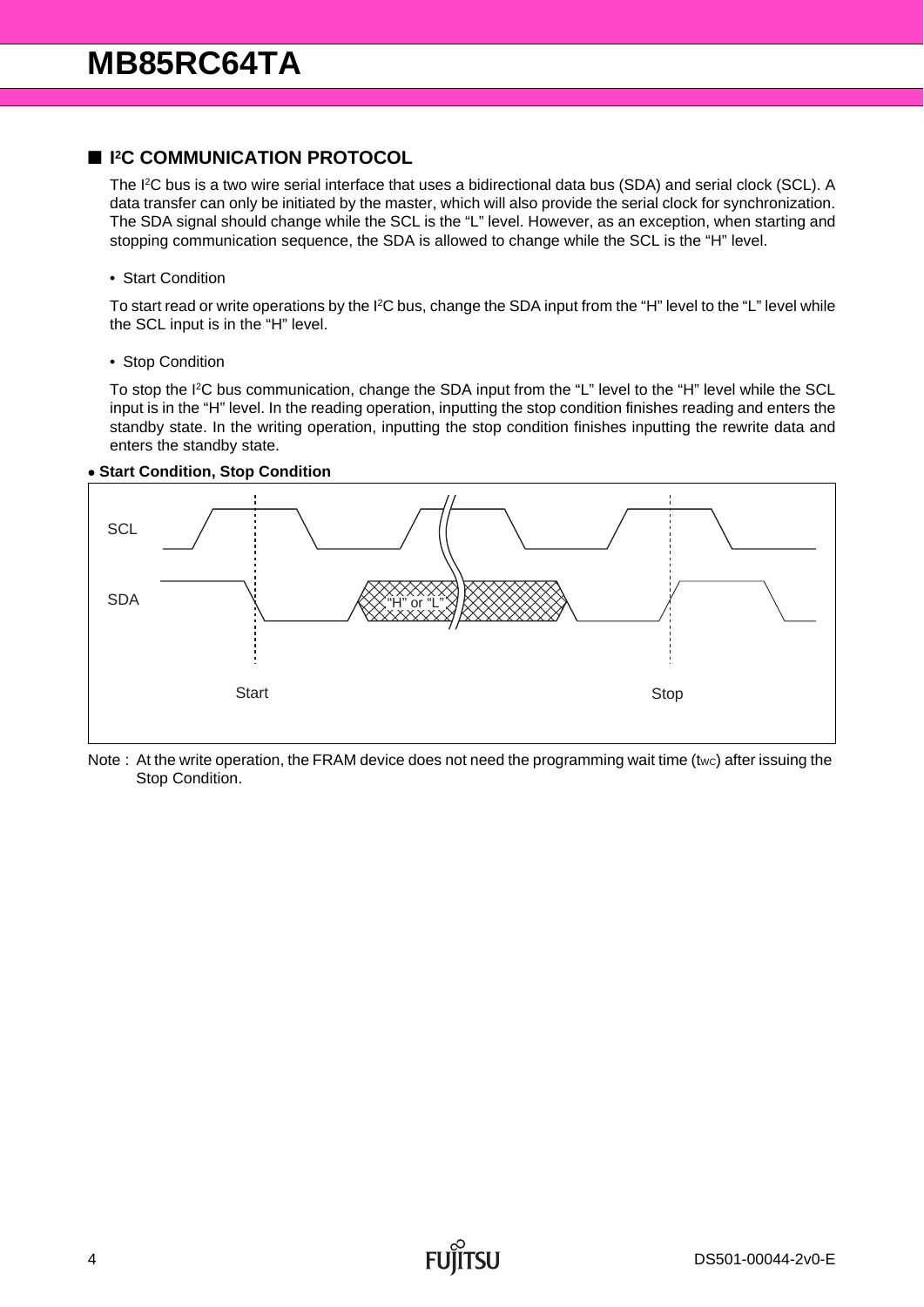## ■ I²C COMMUNICATION PROTOCOL

The I²C bus is a two wire serial interface that uses a bidirectional data bus (SDA) and serial clock (SCL). A data transfer can only be initiated by the master, which will also provide the serial clock for synchronization. The SDA signal should change while the SCL is the "L" level. However, as an exception, when starting and stopping communication sequence, the SDA is allowed to change while the SCL is the "H" level.

- Start Condition

To start read or write operations by the I²C bus, change the SDA input from the "H" level to the "L" level while the SCL input is in the "H" level.

- Stop Condition

To stop the I²C bus communication, change the SDA input from the "L" level to the "H" level while the SCL input is in the "H" level. In the reading operation, inputting the stop condition finishes reading and enters the standby state. In the writing operation, inputting the stop condition finishes inputting the rewrite data and enters the standby state.

**• Start Condition, Stop Condition**

SCL

SDA

"H" or "L"

Start

Stop

Note : At the write operation, the FRAM device does not need the programming wait time ($t_{WC}$) after issuing the Stop Condition.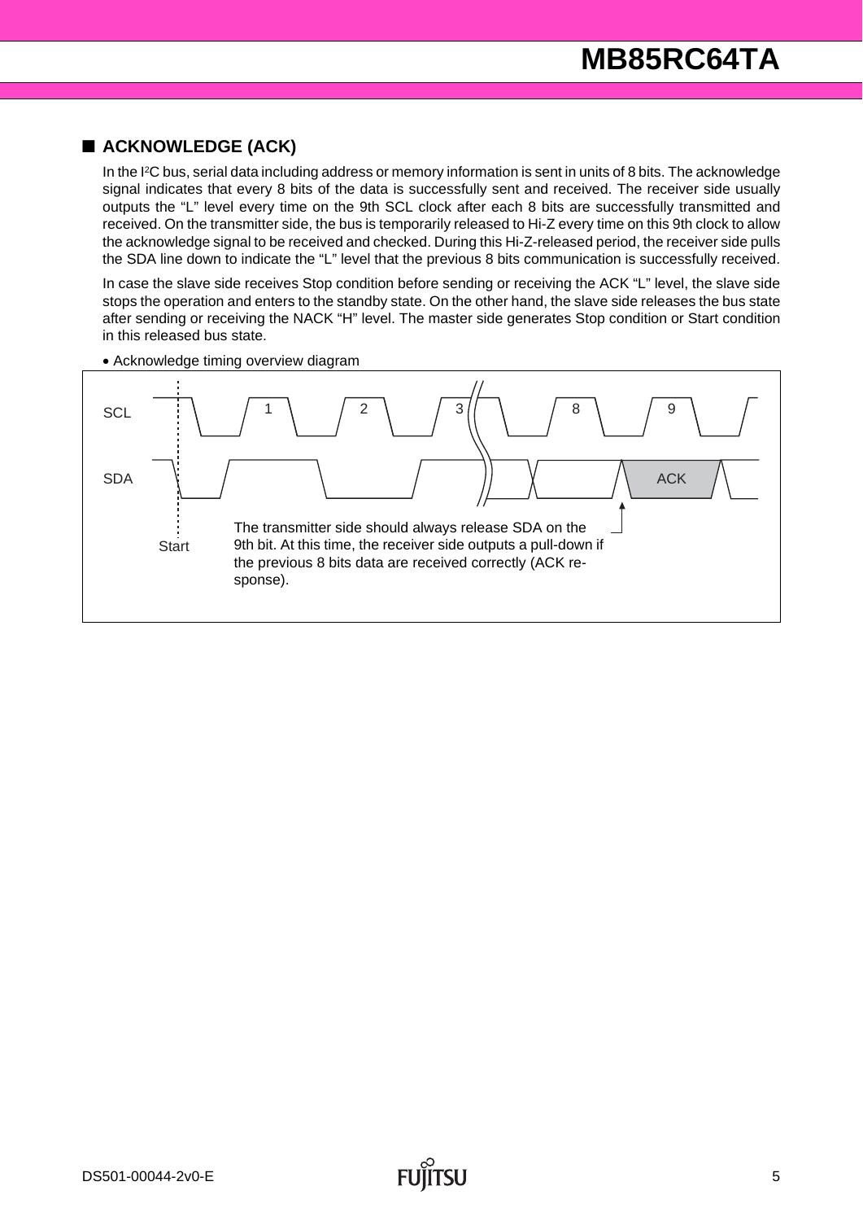## ■ ACKNOWLEDGE (ACK)

In the I²C bus, serial data including address or memory information is sent in units of 8 bits. The acknowledge signal indicates that every 8 bits of the data is successfully sent and received. The receiver side usually outputs the “L” level every time on the 9th SCL clock after each 8 bits are successfully transmitted and received. On the transmitter side, the bus is temporarily released to Hi-Z every time on this 9th clock to allow the acknowledge signal to be received and checked. During this Hi-Z-released period, the receiver side pulls the SDA line down to indicate the “L” level that the previous 8 bits communication is successfully received.

In case the slave side receives Stop condition before sending or receiving the ACK “L” level, the slave side stops the operation and enters to the standby state. On the other hand, the slave side releases the bus state after sending or receiving the NACK “H” level. The master side generates Stop condition or Start condition in this released bus state.

- Acknowledge timing overview diagram

SCL 1 2 3 8 9

SDA ACK

Start

The transmitter side should always release SDA on the 9th bit. At this time, the receiver side outputs a pull-down if the previous 8 bits data are received correctly (ACK response).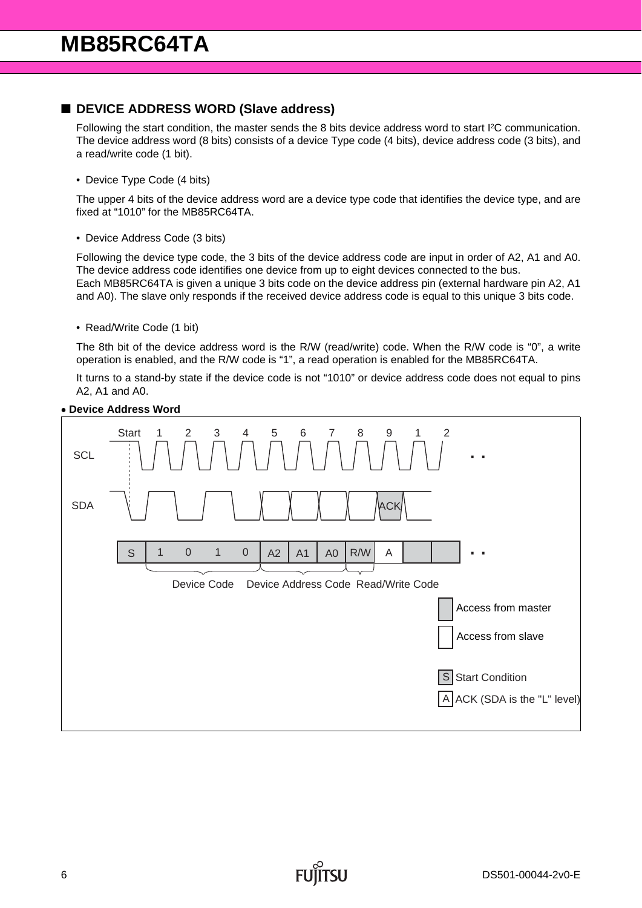## ■ DEVICE ADDRESS WORD (Slave address)

Following the start condition, the master sends the 8 bits device address word to start I²C communication. The device address word (8 bits) consists of a device Type code (4 bits), device address code (3 bits), and a read/write code (1 bit).

- Device Type Code (4 bits)

The upper 4 bits of the device address word are a device type code that identifies the device type, and are fixed at “1010” for the MB85RC64TA.

- Device Address Code (3 bits)

Following the device type code, the 3 bits of the device address code are input in order of A2, A1 and A0. The device address code identifies one device from up to eight devices connected to the bus.
Each MB85RC64TA is given a unique 3 bits code on the device address pin (external hardware pin A2, A1 and A0). The slave only responds if the received device address code is equal to this unique 3 bits code.

- Read/Write Code (1 bit)

The 8th bit of the device address word is the R/W (read/write) code. When the R/W code is “0”, a write operation is enabled, and the R/W code is “1”, a read operation is enabled for the MB85RC64TA.

It turns to a stand-by state if the device code is not “1010” or device address code does not equal to pins A2, A1 and A0.

**• Device Address Word**

Start 1 2 3 4 5 6 7 8 9 1 2

SCL

SDA ACK

| S | 1 | 0 | 1 | 0 | A2 | A1 | A0 | R/W | A | | |
|---|---|---|---|---|---|---|---|---|---|---|---|

Device Code — Device Address Code — Read/Write Code

- Access from master
- Access from slave
- S: Start Condition
- A: ACK (SDA is the "L" level)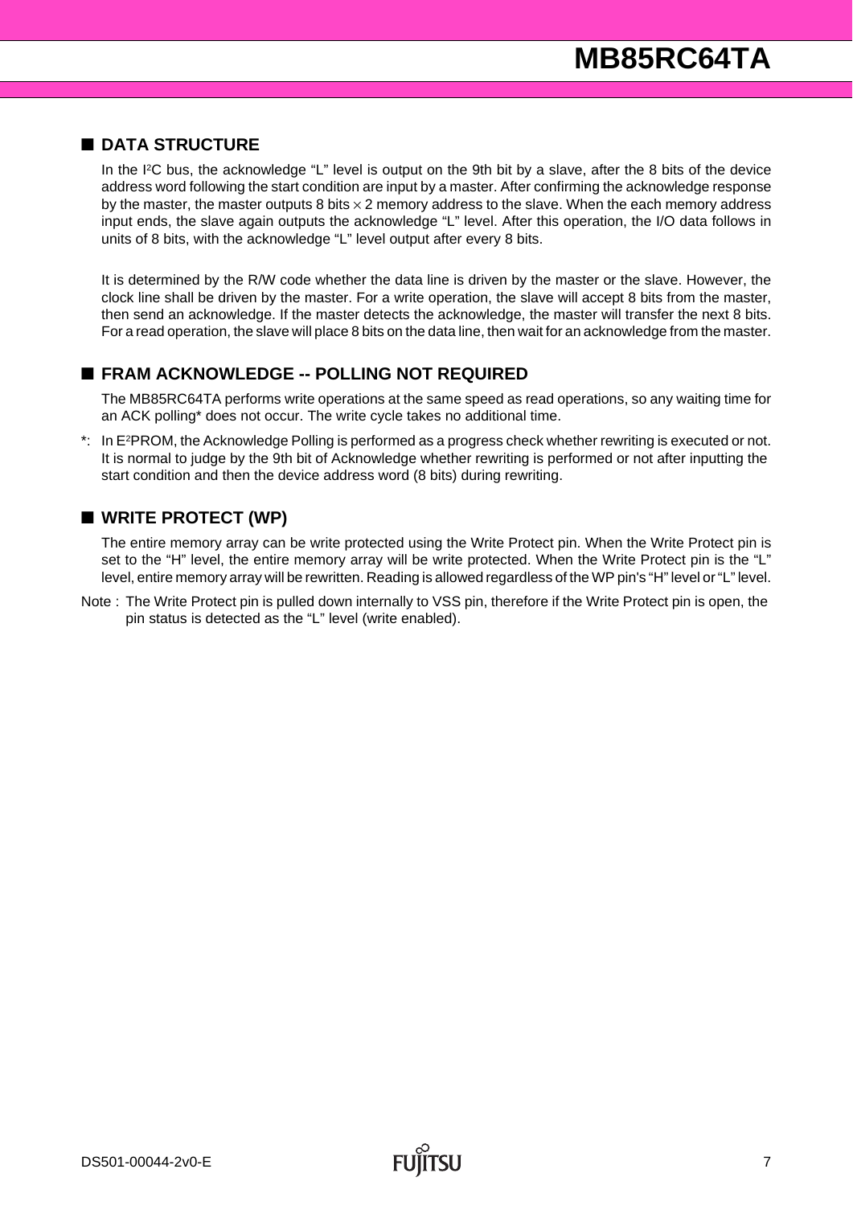## ■ DATA STRUCTURE

In the I²C bus, the acknowledge "L" level is output on the 9th bit by a slave, after the 8 bits of the device address word following the start condition are input by a master. After confirming the acknowledge response by the master, the master outputs 8 bits $\times$ 2 memory address to the slave. When the each memory address input ends, the slave again outputs the acknowledge "L" level. After this operation, the I/O data follows in units of 8 bits, with the acknowledge "L" level output after every 8 bits.

It is determined by the R/W code whether the data line is driven by the master or the slave. However, the clock line shall be driven by the master. For a write operation, the slave will accept 8 bits from the master, then send an acknowledge. If the master detects the acknowledge, the master will transfer the next 8 bits. For a read operation, the slave will place 8 bits on the data line, then wait for an acknowledge from the master.

## ■ FRAM ACKNOWLEDGE -- POLLING NOT REQUIRED

The MB85RC64TA performs write operations at the same speed as read operations, so any waiting time for an ACK polling* does not occur. The write cycle takes no additional time.

*: In E²PROM, the Acknowledge Polling is performed as a progress check whether rewriting is executed or not. It is normal to judge by the 9th bit of Acknowledge whether rewriting is performed or not after inputting the start condition and then the device address word (8 bits) during rewriting.

## ■ WRITE PROTECT (WP)

The entire memory array can be write protected using the Write Protect pin. When the Write Protect pin is set to the "H" level, the entire memory array will be write protected. When the Write Protect pin is the "L" level, entire memory array will be rewritten. Reading is allowed regardless of the WP pin's "H" level or "L" level.

Note : The Write Protect pin is pulled down internally to VSS pin, therefore if the Write Protect pin is open, the pin status is detected as the "L" level (write enabled).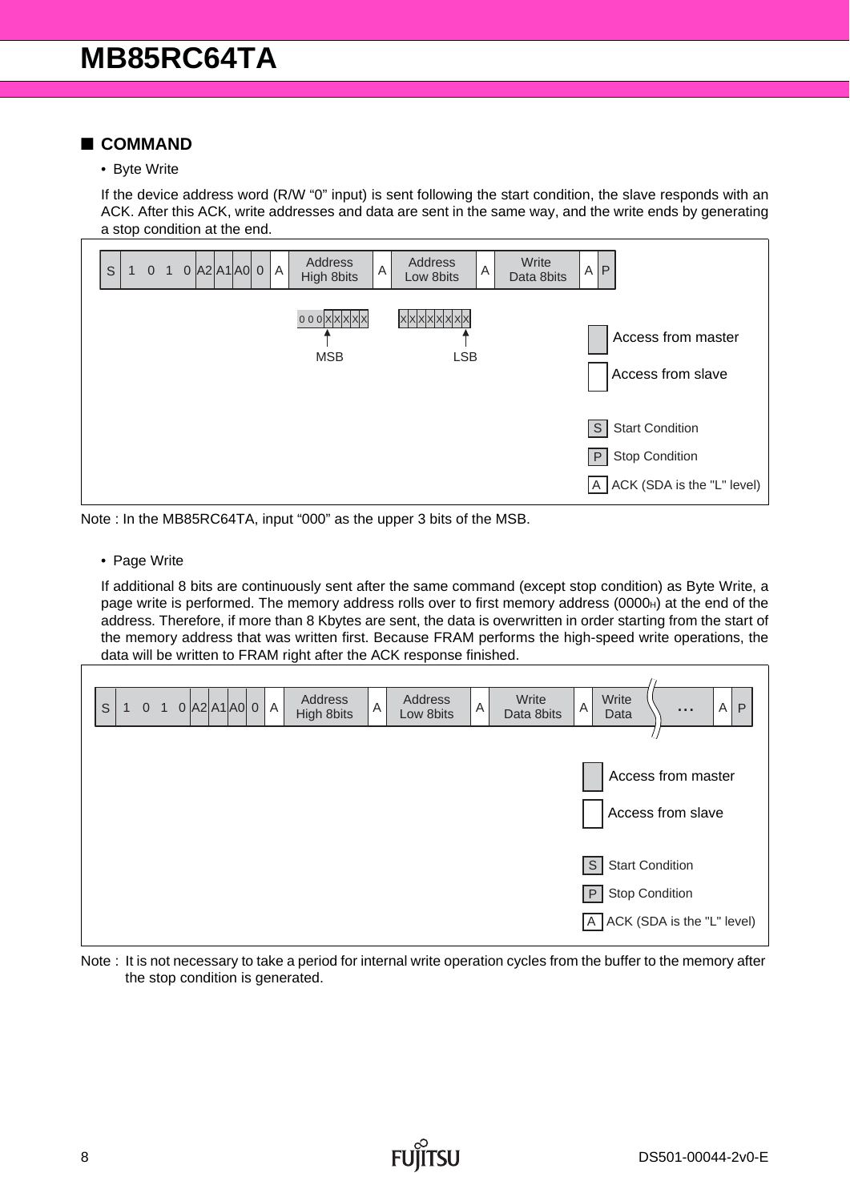## ■ COMMAND

- Byte Write

If the device address word (R/W “0” input) is sent following the start condition, the slave responds with an ACK. After this ACK, write addresses and data are sent in the same way, and the write ends by generating a stop condition at the end.

| S | 1 | 0 | 1 | 0 | A2 | A1 | A0 | 0 | A | Address High 8bits | A | Address Low 8bits | A | Write Data 8bits | A | P |
|---|---|---|---|---|---|---|---|---|---|---|---|---|---|---|---|---|

Address High 8bits: 0 0 0 X X X X X (MSB)
Address Low 8bits: X X X X X X X X (LSB)

- Access from master
- Access from slave
- S: Start Condition
- P: Stop Condition
- A: ACK (SDA is the "L" level)

Note : In the MB85RC64TA, input “000” as the upper 3 bits of the MSB.

- Page Write

If additional 8 bits are continuously sent after the same command (except stop condition) as Byte Write, a page write is performed. The memory address rolls over to first memory address ($0000_H$) at the end of the address. Therefore, if more than 8 Kbytes are sent, the data is overwritten in order starting from the start of the memory address that was written first. Because FRAM performs the high-speed write operations, the data will be written to FRAM right after the ACK response finished.

| S | 1 | 0 | 1 | 0 | A2 | A1 | A0 | 0 | A | Address High 8bits | A | Address Low 8bits | A | Write Data 8bits | A | Write Data | ... | A | P |
|---|---|---|---|---|---|---|---|---|---|---|---|---|---|---|---|---|---|---|---|

- Access from master
- Access from slave
- S: Start Condition
- P: Stop Condition
- A: ACK (SDA is the "L" level)

Note : It is not necessary to take a period for internal write operation cycles from the buffer to the memory after the stop condition is generated.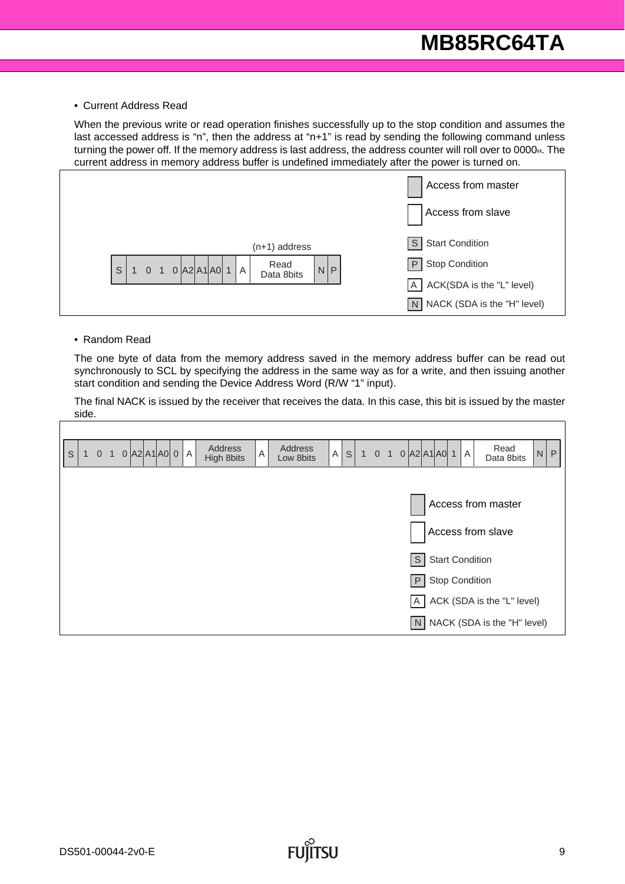- Current Address Read

When the previous write or read operation finishes successfully up to the stop condition and assumes the last accessed address is "n", then the address at "n+1" is read by sending the following command unless turning the power off. If the memory address is last address, the address counter will roll over to $0000_H$. The current address in memory address buffer is undefined immediately after the power is turned on.

| S | 1 | 0 | 1 | 0 | A2 | A1 | A0 | 1 | A | Read Data 8bits ((n+1) address) | N | P |
|---|---|---|---|---|---|---|---|---|---|---|---|---|

Legend:
- Access from master (shaded)
- Access from slave (unshaded)
- S: Start Condition
- P: Stop Condition
- A: ACK(SDA is the "L" level)
- N: NACK (SDA is the "H" level)

- Random Read

The one byte of data from the memory address saved in the memory address buffer can be read out synchronously to SCL by specifying the address in the same way as for a write, and then issuing another start condition and sending the Device Address Word (R/W "1" input).

The final NACK is issued by the receiver that receives the data. In this case, this bit is issued by the master side.

| S | 1 | 0 | 1 | 0 | A2 | A1 | A0 | 0 | A | Address High 8bits | A | Address Low 8bits | A | S | 1 | 0 | 1 | 0 | A2 | A1 | A0 | 1 | A | Read Data 8bits | N | P |
|---|---|---|---|---|---|---|---|---|---|---|---|---|---|---|---|---|---|---|---|---|---|---|---|---|---|---|

Legend:
- Access from master (shaded)
- Access from slave (unshaded)
- S: Start Condition
- P: Stop Condition
- A: ACK (SDA is the "L" level)
- N: NACK (SDA is the "H" level)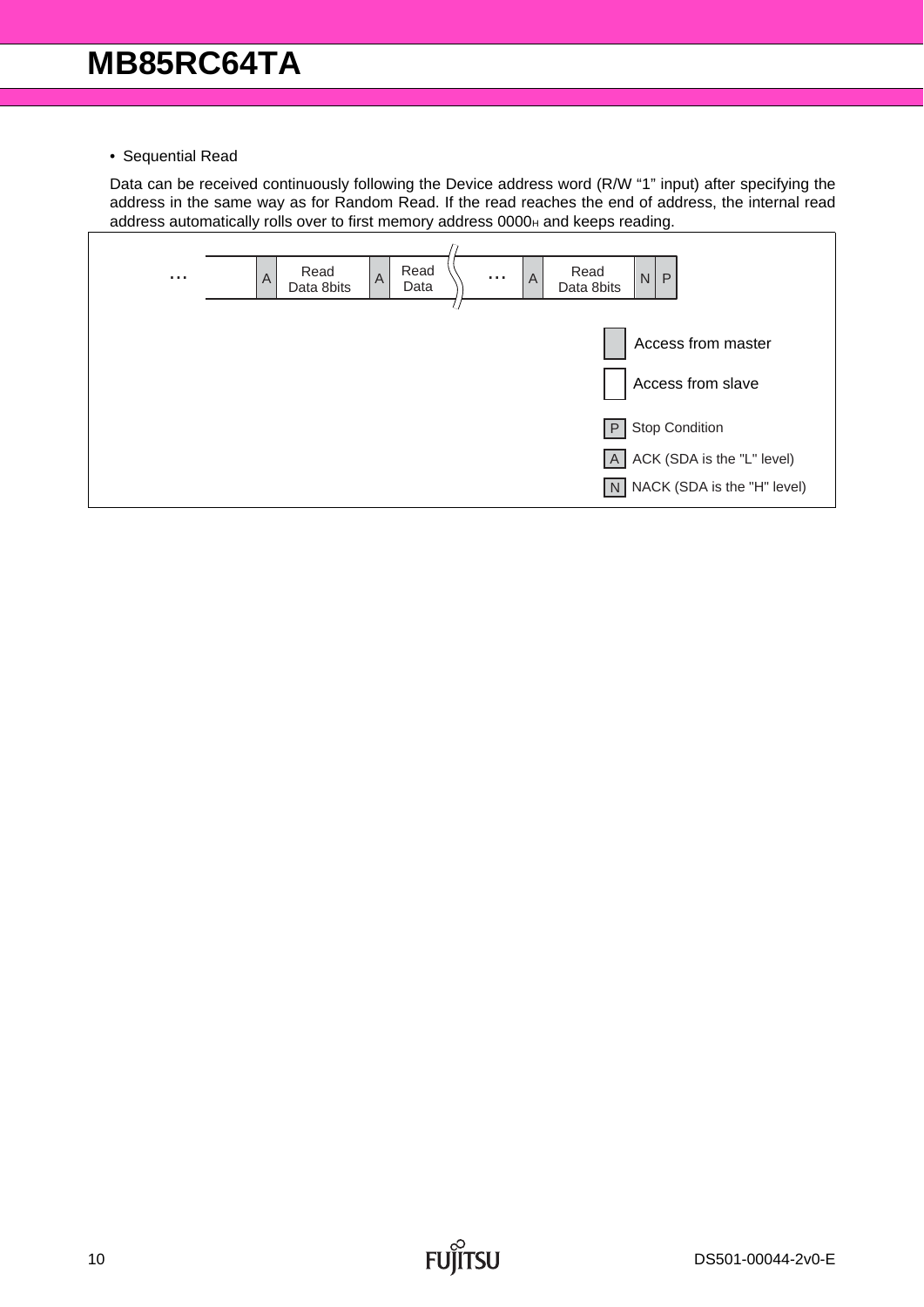- Sequential Read

Data can be received continuously following the Device address word (R/W “1” input) after specifying the address in the same way as for Random Read. If the read reaches the end of address, the internal read address automatically rolls over to first memory address $0000_H$ and keeps reading.

| ... |  | A | Read Data 8bits | A | Read Data | ... | A | Read Data 8bits | N | P |
|---|---|---|---|---|---|---|---|---|---|---|

| Legend | Meaning |
|---|---|
| (shaded) | Access from master |
| (white) | Access from slave |
| P | Stop Condition |
| A | ACK (SDA is the "L" level) |
| N | NACK (SDA is the "H" level) |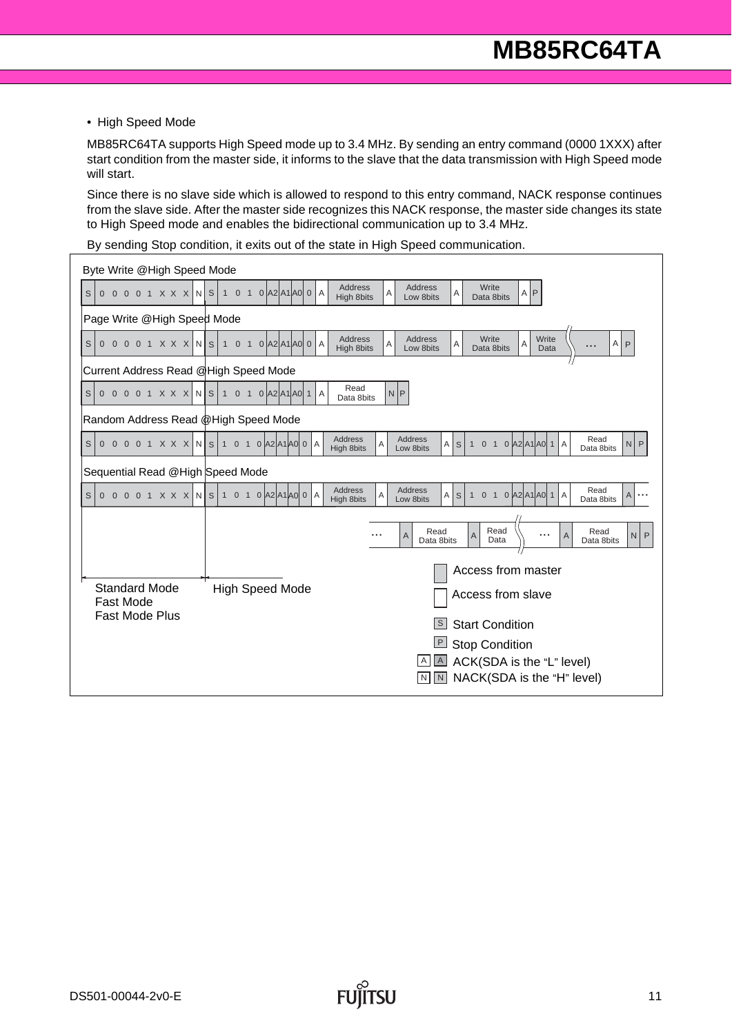- High Speed Mode

MB85RC64TA supports High Speed mode up to 3.4 MHz. By sending an entry command (0000 1XXX) after start condition from the master side, it informs to the slave that the data transmission with High Speed mode will start.

Since there is no slave side which is allowed to respond to this entry command, NACK response continues from the slave side. After the master side recognizes this NACK response, the master side changes its state to High Speed mode and enables the bidirectional communication up to 3.4 MHz.

By sending Stop condition, it exits out of the state in High Speed communication.

Byte Write @High Speed Mode

| S | 0 0 0 0 1 X X X | N | S | 1 0 1 0 A2 A1 A0 0 | A | Address High 8bits | A | Address Low 8bits | A | Write Data 8bits | A | P |
|---|---|---|---|---|---|---|---|---|---|---|---|---|

Page Write @High Speed Mode

| S | 0 0 0 0 1 X X X | N | S | 1 0 1 0 A2 A1 A0 0 | A | Address High 8bits | A | Address Low 8bits | A | Write Data 8bits | A | Write Data | ... | A | P |
|---|---|---|---|---|---|---|---|---|---|---|---|---|---|---|---|

Current Address Read @High Speed Mode

| S | 0 0 0 0 1 X X X | N | S | 1 0 1 0 A2 A1 A0 1 | A | Read Data 8bits | N | P |
|---|---|---|---|---|---|---|---|---|

Random Address Read @High Speed Mode

| S | 0 0 0 0 1 X X X | N | S | 1 0 1 0 A2 A1 A0 0 | A | Address High 8bits | A | Address Low 8bits | A | S | 1 0 1 0 A2 A1 A0 1 | A | Read Data 8bits | N | P |
|---|---|---|---|---|---|---|---|---|---|---|---|---|---|---|---|---|

Sequential Read @High Speed Mode

| S | 0 0 0 0 1 X X X | N | S | 1 0 1 0 A2 A1 A0 0 | A | Address High 8bits | A | Address Low 8bits | A | S | 1 0 1 0 A2 A1 A0 1 | A | Read Data 8bits | A | ... |
|---|---|---|---|---|---|---|---|---|---|---|---|---|---|---|---|---|

| ... | A | Read Data 8bits | A | Read Data | ... | A | Read Data 8bits | N | P |
|---|---|---|---|---|---|---|---|---|---|

Standard Mode / Fast Mode / Fast Mode Plus → High Speed Mode

- Access from master (shaded)
- Access from slave (white)
- S: Start Condition
- P: Stop Condition
- A: ACK(SDA is the "L" level)
- N: NACK(SDA is the "H" level)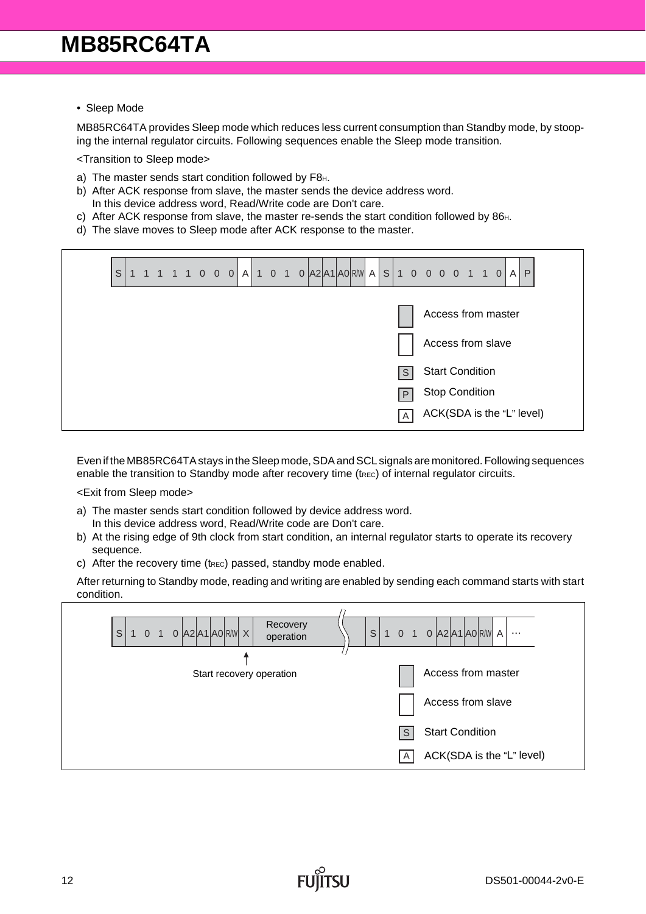- Sleep Mode

MB85RC64TA provides Sleep mode which reduces less current consumption than Standby mode, by stooping the internal regulator circuits. Following sequences enable the Sleep mode transition.

<Transition to Sleep mode>

a) The master sends start condition followed by F8H.
b) After ACK response from slave, the master sends the device address word.
   In this device address word, Read/Write code are Don't care.
c) After ACK response from slave, the master re-sends the start condition followed by 86H.
d) The slave moves to Sleep mode after ACK response to the master.

| S | 1 | 1 | 1 | 1 | 1 | 0 | 0 | 0 | A | 1 | 0 | 1 | 0 | A2 | A1 | A0 | R/W | A | S | 1 | 0 | 0 | 0 | 0 | 1 | 1 | 0 | A | P |
|---|---|---|---|---|---|---|---|---|---|---|---|---|---|---|---|---|---|---|---|---|---|---|---|---|---|---|---|---|---|

- Access from master (shaded)
- Access from slave (white)
- S: Start Condition
- P: Stop Condition
- A: ACK(SDA is the "L" level)

Even if the MB85RC64TA stays in the Sleep mode, SDA and SCL signals are monitored. Following sequences enable the transition to Standby mode after recovery time ($t_{REC}$) of internal regulator circuits.

<Exit from Sleep mode>

a) The master sends start condition followed by device address word.
   In this device address word, Read/Write code are Don't care.
b) At the rising edge of 9th clock from start condition, an internal regulator starts to operate its recovery sequence.
c) After the recovery time ($t_{REC}$) passed, standby mode enabled.

After returning to Standby mode, reading and writing are enabled by sending each command starts with start condition.

| S | 1 | 0 | 1 | 0 | A2 | A1 | A0 | R/W | X | Recovery operation | S | 1 | 0 | 1 | 0 | A2 | A1 | A0 | R/W | A | ... |
|---|---|---|---|---|---|---|---|---|---|---|---|---|---|---|---|---|---|---|---|---|---|

Start recovery operation (at X)

- Access from master (shaded)
- Access from slave (white)
- S: Start Condition
- A: ACK(SDA is the "L" level)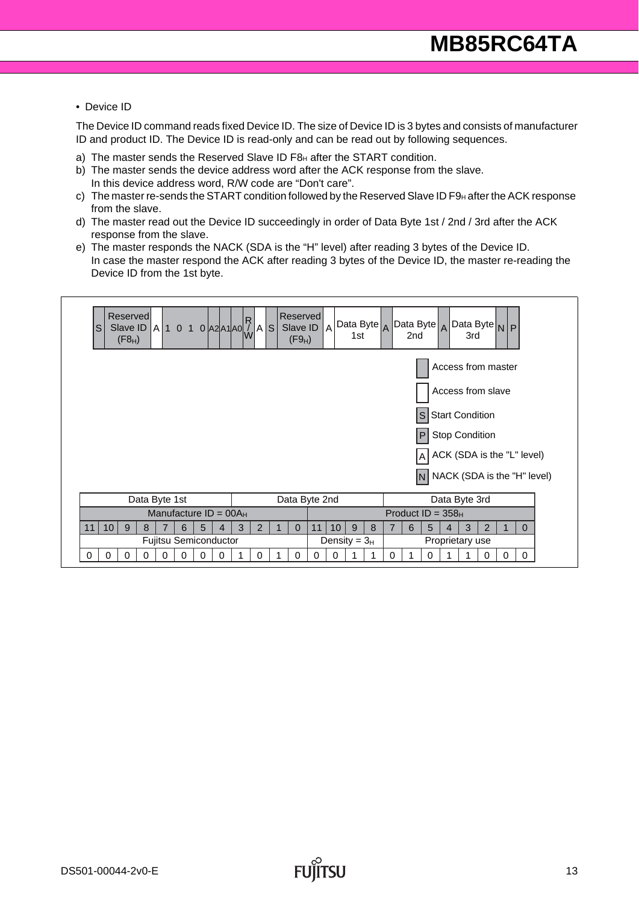• Device ID

The Device ID command reads fixed Device ID. The size of Device ID is 3 bytes and consists of manufacturer ID and product ID. The Device ID is read-only and can be read out by following sequences.

a) The master sends the Reserved Slave ID $F8_H$ after the START condition.
b) The master sends the device address word after the ACK response from the slave.
   In this device address word, R/W code are “Don't care”.
c) The master re-sends the START condition followed by the Reserved Slave ID $F9_H$ after the ACK response from the slave.
d) The master read out the Device ID succeedingly in order of Data Byte 1st / 2nd / 3rd after the ACK response from the slave.
e) The master responds the NACK (SDA is the “H” level) after reading 3 bytes of the Device ID.
   In case the master respond the ACK after reading 3 bytes of the Device ID, the master re-reading the Device ID from the 1st byte.

| S | Reserved Slave ID ($F8_H$) | A | 1 | 0 | 1 | 0 | A2 | A1 | A0 | R/W | A | S | Reserved Slave ID ($F9_H$) | A | Data Byte 1st | A | Data Byte 2nd | A | Data Byte 3rd | N | P |
|---|---|---|---|---|---|---|---|---|---|---|---|---|---|---|---|---|---|---|---|---|---|

- (shaded) Access from master
- (unshaded) Access from slave
- S: Start Condition
- P: Stop Condition
- A: ACK (SDA is the "L" level)
- N: NACK (SDA is the "H" level)

| Data Byte 1st | | | | | | | | Data Byte 2nd | | | | | | | | Data Byte 3rd | | | | | | | |
|---|---|---|---|---|---|---|---|---|---|---|---|---|---|---|---|---|---|---|---|---|---|---|---|
| Manufacture ID = $00A_H$ | | | | | | | | | | | | Product ID = $358_H$ | | | | | | | | | | | |
| 11 | 10 | 9 | 8 | 7 | 6 | 5 | 4 | 3 | 2 | 1 | 0 | 11 | 10 | 9 | 8 | 7 | 6 | 5 | 4 | 3 | 2 | 1 | 0 |
| Fujitsu Semiconductor | | | | | | | | | | | | Density = $3_H$ | | | | Proprietary use | | | | | | | |
| 0 | 0 | 0 | 0 | 0 | 0 | 0 | 0 | 1 | 0 | 1 | 0 | 0 | 0 | 1 | 1 | 0 | 1 | 0 | 1 | 1 | 0 | 0 | 0 |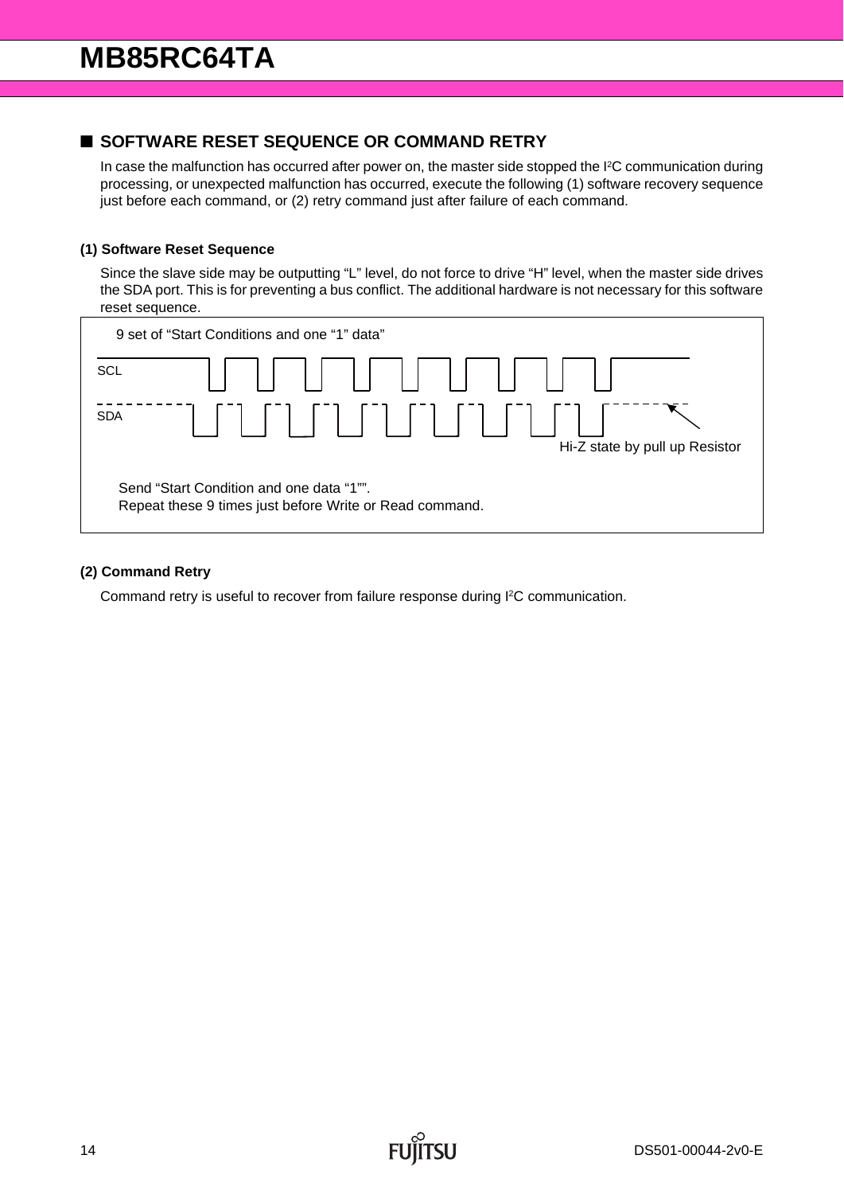## ■ SOFTWARE RESET SEQUENCE OR COMMAND RETRY

In case the malfunction has occurred after power on, the master side stopped the I²C communication during processing, or unexpected malfunction has occurred, execute the following (1) software recovery sequence just before each command, or (2) retry command just after failure of each command.

### (1) Software Reset Sequence

Since the slave side may be outputting "L" level, do not force to drive "H" level, when the master side drives the SDA port. This is for preventing a bus conflict. The additional hardware is not necessary for this software reset sequence.

9 set of "Start Conditions and one "1" data"

SCL

SDA

Hi-Z state by pull up Resistor

Send "Start Condition and one data "1"".
Repeat these 9 times just before Write or Read command.

### (2) Command Retry

Command retry is useful to recover from failure response during I²C communication.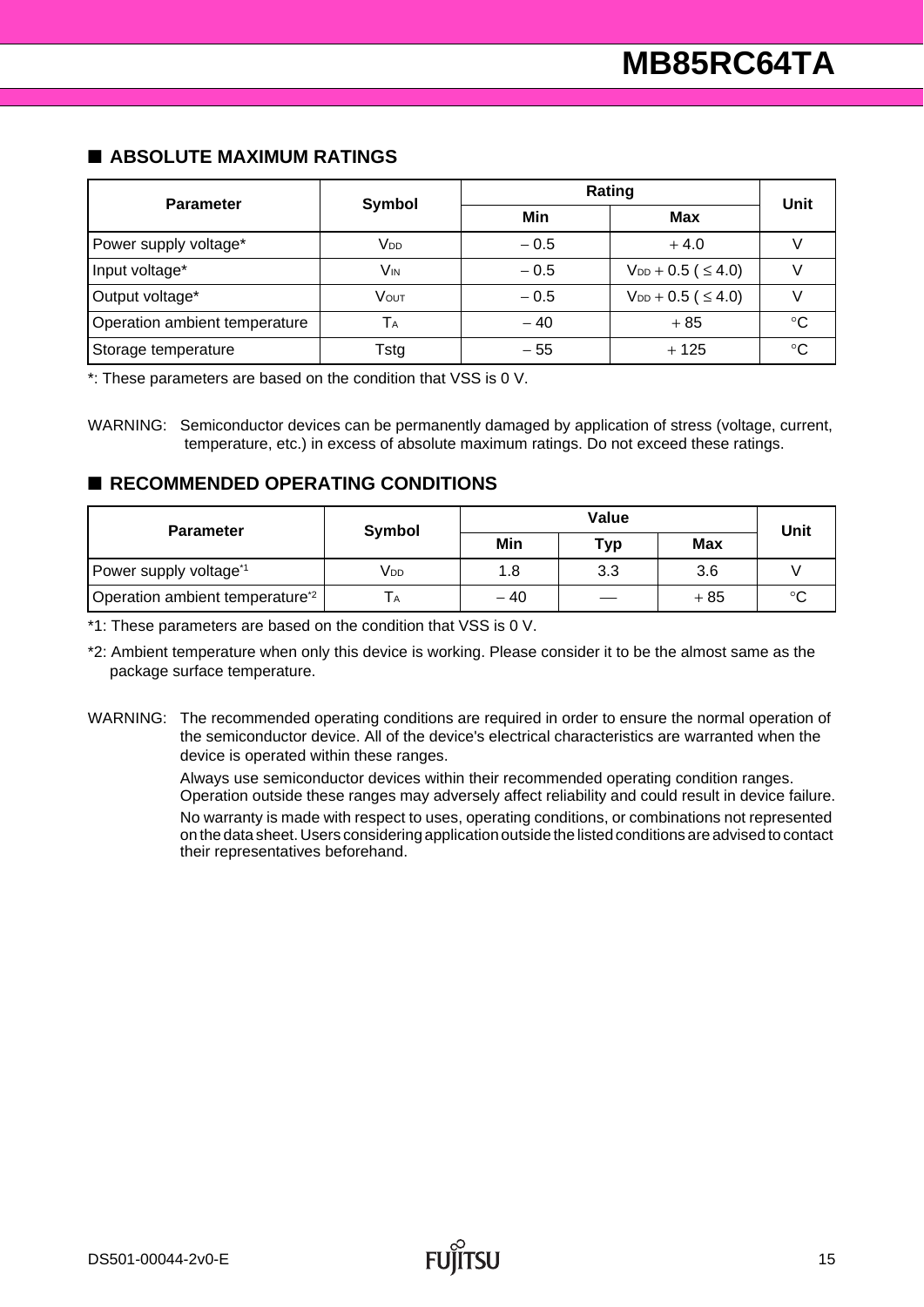## ■ ABSOLUTE MAXIMUM RATINGS

| Parameter | Symbol | Rating | | Unit |
|---|---|---|---|---|
| | | Min | Max | |
| Power supply voltage* | $V_{DD}$ | − 0.5 | + 4.0 | V |
| Input voltage* | $V_{IN}$ | − 0.5 | $V_{DD}$ + 0.5 ( ≤ 4.0) | V |
| Output voltage* | $V_{OUT}$ | − 0.5 | $V_{DD}$ + 0.5 ( ≤ 4.0) | V |
| Operation ambient temperature | $T_A$ | − 40 | + 85 | °C |
| Storage temperature | Tstg | − 55 | + 125 | °C |

*: These parameters are based on the condition that VSS is 0 V.

WARNING: Semiconductor devices can be permanently damaged by application of stress (voltage, current, temperature, etc.) in excess of absolute maximum ratings. Do not exceed these ratings.

## ■ RECOMMENDED OPERATING CONDITIONS

| Parameter | Symbol | Value | | | Unit |
|---|---|---|---|---|---|
| | | Min | Typ | Max | |
| Power supply voltage*1 | $V_{DD}$ | 1.8 | 3.3 | 3.6 | V |
| Operation ambient temperature*2 | $T_A$ | − 40 | — | + 85 | °C |

*1: These parameters are based on the condition that VSS is 0 V.

*2: Ambient temperature when only this device is working. Please consider it to be the almost same as the package surface temperature.

WARNING: The recommended operating conditions are required in order to ensure the normal operation of the semiconductor device. All of the device's electrical characteristics are warranted when the device is operated within these ranges.

Always use semiconductor devices within their recommended operating condition ranges. Operation outside these ranges may adversely affect reliability and could result in device failure.

No warranty is made with respect to uses, operating conditions, or combinations not represented on the data sheet. Users considering application outside the listed conditions are advised to contact their representatives beforehand.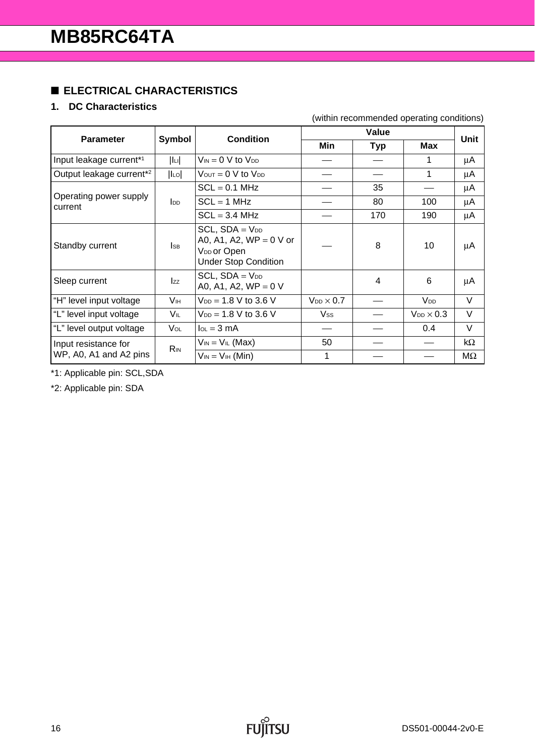## ■ ELECTRICAL CHARACTERISTICS

### 1. DC Characteristics

(within recommended operating conditions)

| Parameter | Symbol | Condition | Value | | | Unit |
|---|---|---|---|---|---|---|
| | | | Min | Typ | Max | |
| Input leakage current*1 | $\|I_{LI}\|$ | $V_{IN}$ = 0 V to $V_{DD}$ | — | — | 1 | μA |
| Output leakage current*2 | $\|I_{LO}\|$ | $V_{OUT}$ = 0 V to $V_{DD}$ | — | — | 1 | μA |
| Operating power supply current | $I_{DD}$ | SCL = 0.1 MHz | — | 35 | — | μA |
| | | SCL = 1 MHz | — | 80 | 100 | μA |
| | | SCL = 3.4 MHz | — | 170 | 190 | μA |
| Standby current | $I_{SB}$ | SCL, SDA = $V_{DD}$<br>A0, A1, A2, WP = 0 V or $V_{DD}$ or Open<br>Under Stop Condition | — | 8 | 10 | μA |
| Sleep current | $I_{ZZ}$ | SCL, SDA = $V_{DD}$<br>A0, A1, A2, WP = 0 V | | 4 | 6 | μA |
| "H" level input voltage | $V_{IH}$ | $V_{DD}$ = 1.8 V to 3.6 V | $V_{DD} \times 0.7$ | — | $V_{DD}$ | V |
| "L" level input voltage | $V_{IL}$ | $V_{DD}$ = 1.8 V to 3.6 V | $V_{SS}$ | — | $V_{DD} \times 0.3$ | V |
| "L" level output voltage | $V_{OL}$ | $I_{OL}$ = 3 mA | — | — | 0.4 | V |
| Input resistance for WP, A0, A1 and A2 pins | $R_{IN}$ | $V_{IN}$ = $V_{IL}$ (Max) | 50 | — | — | kΩ |
| | | $V_{IN}$ = $V_{IH}$ (Min) | 1 | — | — | MΩ |

*1: Applicable pin: SCL,SDA

*2: Applicable pin: SDA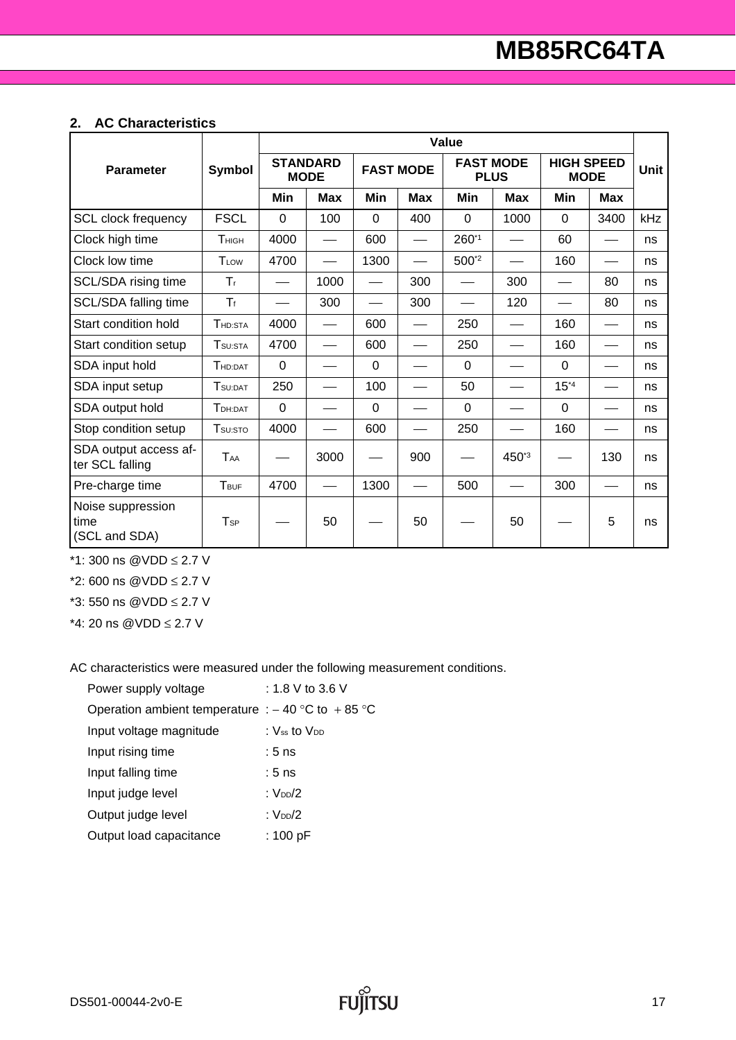### 2. AC Characteristics

| Parameter | Symbol | Value | | | | | | | | Unit |
|---|---|---|---|---|---|---|---|---|---|---|
| | | STANDARD MODE | | FAST MODE | | FAST MODE PLUS | | HIGH SPEED MODE | | |
| | | Min | Max | Min | Max | Min | Max | Min | Max | |
| SCL clock frequency | FSCL | 0 | 100 | 0 | 400 | 0 | 1000 | 0 | 3400 | kHz |
| Clock high time | $T_{HIGH}$ | 4000 | — | 600 | — | 260*1 | — | 60 | — | ns |
| Clock low time | $T_{LOW}$ | 4700 | — | 1300 | — | 500*2 | — | 160 | — | ns |
| SCL/SDA rising time | $T_r$ | — | 1000 | — | 300 | — | 300 | — | 80 | ns |
| SCL/SDA falling time | $T_f$ | — | 300 | — | 300 | — | 120 | — | 80 | ns |
| Start condition hold | $T_{HD:STA}$ | 4000 | — | 600 | — | 250 | — | 160 | — | ns |
| Start condition setup | $T_{SU:STA}$ | 4700 | — | 600 | — | 250 | — | 160 | — | ns |
| SDA input hold | $T_{HD:DAT}$ | 0 | — | 0 | — | 0 | — | 0 | — | ns |
| SDA input setup | $T_{SU:DAT}$ | 250 | — | 100 | — | 50 | — | 15*4 | — | ns |
| SDA output hold | $T_{DH:DAT}$ | 0 | — | 0 | — | 0 | — | 0 | — | ns |
| Stop condition setup | $T_{SU:STO}$ | 4000 | — | 600 | — | 250 | — | 160 | — | ns |
| SDA output access after SCL falling | $T_{AA}$ | — | 3000 | — | 900 | — | 450*3 | — | 130 | ns |
| Pre-charge time | $T_{BUF}$ | 4700 | — | 1300 | — | 500 | — | 300 | — | ns |
| Noise suppression time (SCL and SDA) | $T_{SP}$ | — | 50 | — | 50 | — | 50 | — | 5 | ns |

*1: 300 ns @VDD ≤ 2.7 V

*2: 600 ns @VDD ≤ 2.7 V

*3: 550 ns @VDD ≤ 2.7 V

*4: 20 ns @VDD ≤ 2.7 V

AC characteristics were measured under the following measurement conditions.

- Power supply voltage : 1.8 V to 3.6 V
- Operation ambient temperature : − 40 °C to + 85 °C
- Input voltage magnitude : $V_{ss}$ to $V_{DD}$
- Input rising time : 5 ns
- Input falling time : 5 ns
- Input judge level : $V_{DD}/2$
- Output judge level : $V_{DD}/2$
- Output load capacitance : 100 pF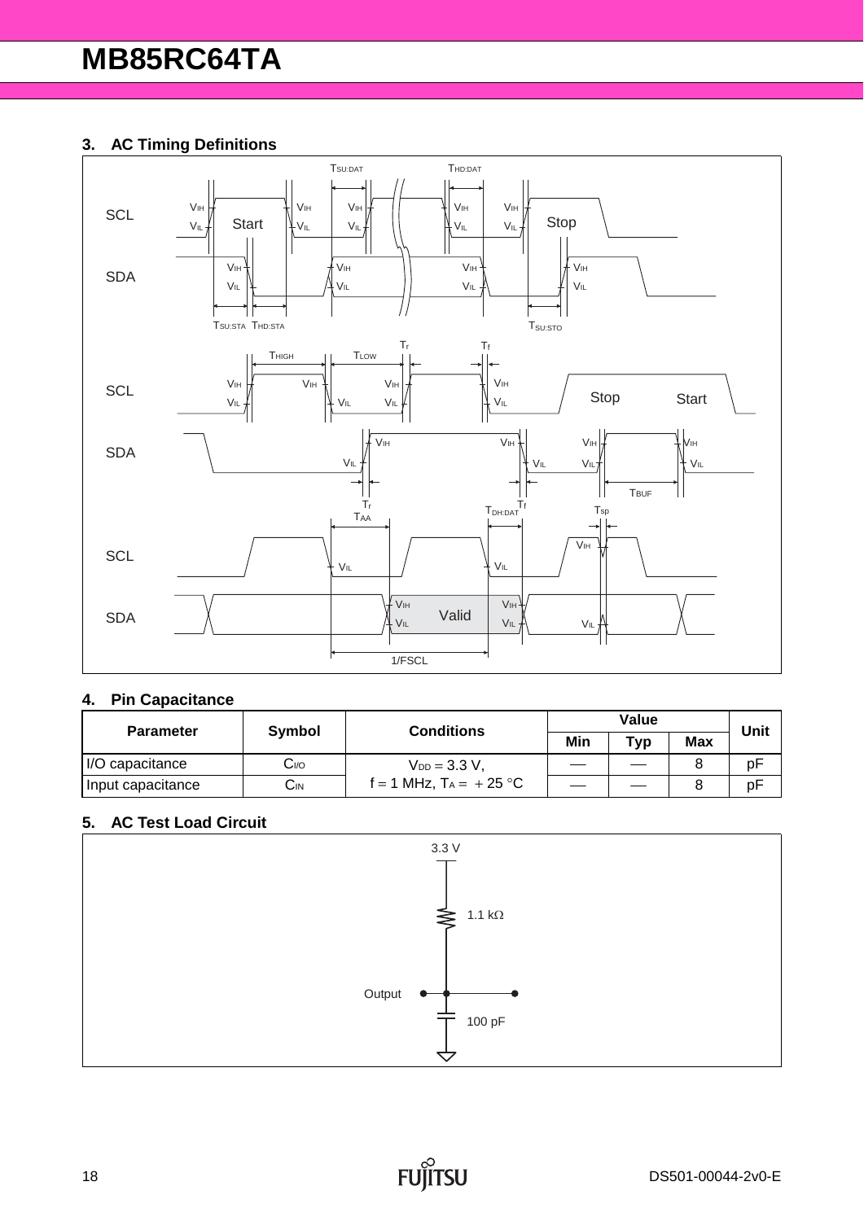## 3. AC Timing Definitions

## 4. Pin Capacitance

| Parameter | Symbol | Conditions | Value | | | Unit |
|---|---|---|---|---|---|---|
| | | | Min | Typ | Max | |
| I/O capacitance | $C_{I/O}$ | $V_{DD} = 3.3$ V, $f = 1$ MHz, $T_A = +25$ °C | — | — | 8 | pF |
| Input capacitance | $C_{IN}$ | | — | — | 8 | pF |

## 5. AC Test Load Circuit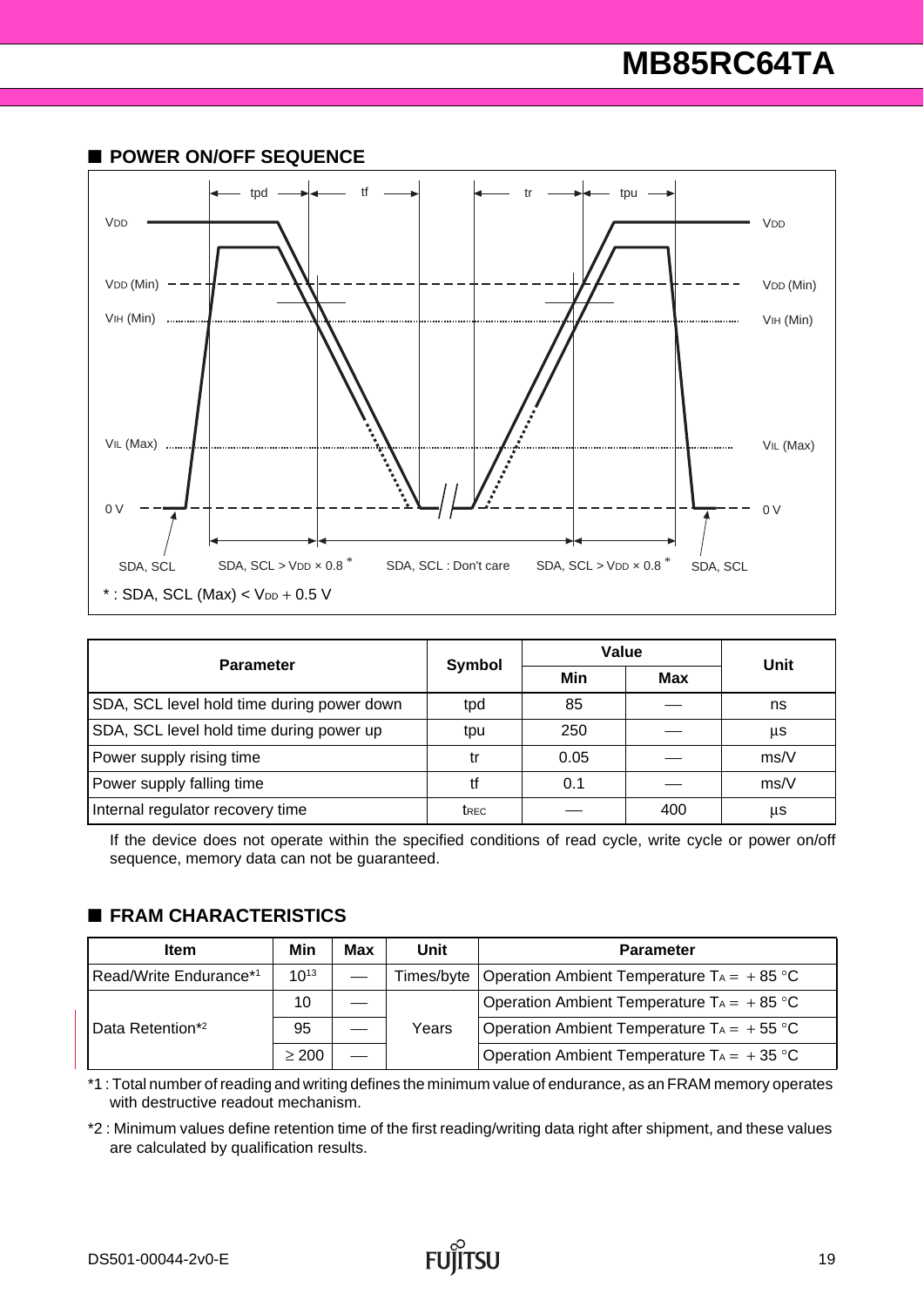## ■ POWER ON/OFF SEQUENCE

tpd | tf | tr | tpu

$V_{DD}$, $V_{DD}$ (Min), $V_{IH}$ (Min), $V_{IL}$ (Max), 0 V

SDA, SCL | SDA, SCL > $V_{DD}$ × 0.8 * | SDA, SCL : Don't care | SDA, SCL > $V_{DD}$ × 0.8 * | SDA, SCL

* : SDA, SCL (Max) < $V_{DD}$ + 0.5 V

| Parameter | Symbol | Value | | Unit |
|---|---|---|---|---|
| | | Min | Max | |
| SDA, SCL level hold time during power down | tpd | 85 | — | ns |
| SDA, SCL level hold time during power up | tpu | 250 | — | µs |
| Power supply rising time | tr | 0.05 | — | ms/V |
| Power supply falling time | tf | 0.1 | — | ms/V |
| Internal regulator recovery time | $t_{REC}$ | — | 400 | µs |

If the device does not operate within the specified conditions of read cycle, write cycle or power on/off sequence, memory data can not be guaranteed.

## ■ FRAM CHARACTERISTICS

| Item | Min | Max | Unit | Parameter |
|---|---|---|---|---|
| Read/Write Endurance*[1] | $10^{13}$ | — | Times/byte | Operation Ambient Temperature $T_A$ = + 85 °C |
| Data Retention*[2] | 10 | — | Years | Operation Ambient Temperature $T_A$ = + 85 °C |
| | 95 | — | | Operation Ambient Temperature $T_A$ = + 55 °C |
| | ≥ 200 | — | | Operation Ambient Temperature $T_A$ = + 35 °C |

*1 : Total number of reading and writing defines the minimum value of endurance, as an FRAM memory operates with destructive readout mechanism.

*2 : Minimum values define retention time of the first reading/writing data right after shipment, and these values are calculated by qualification results.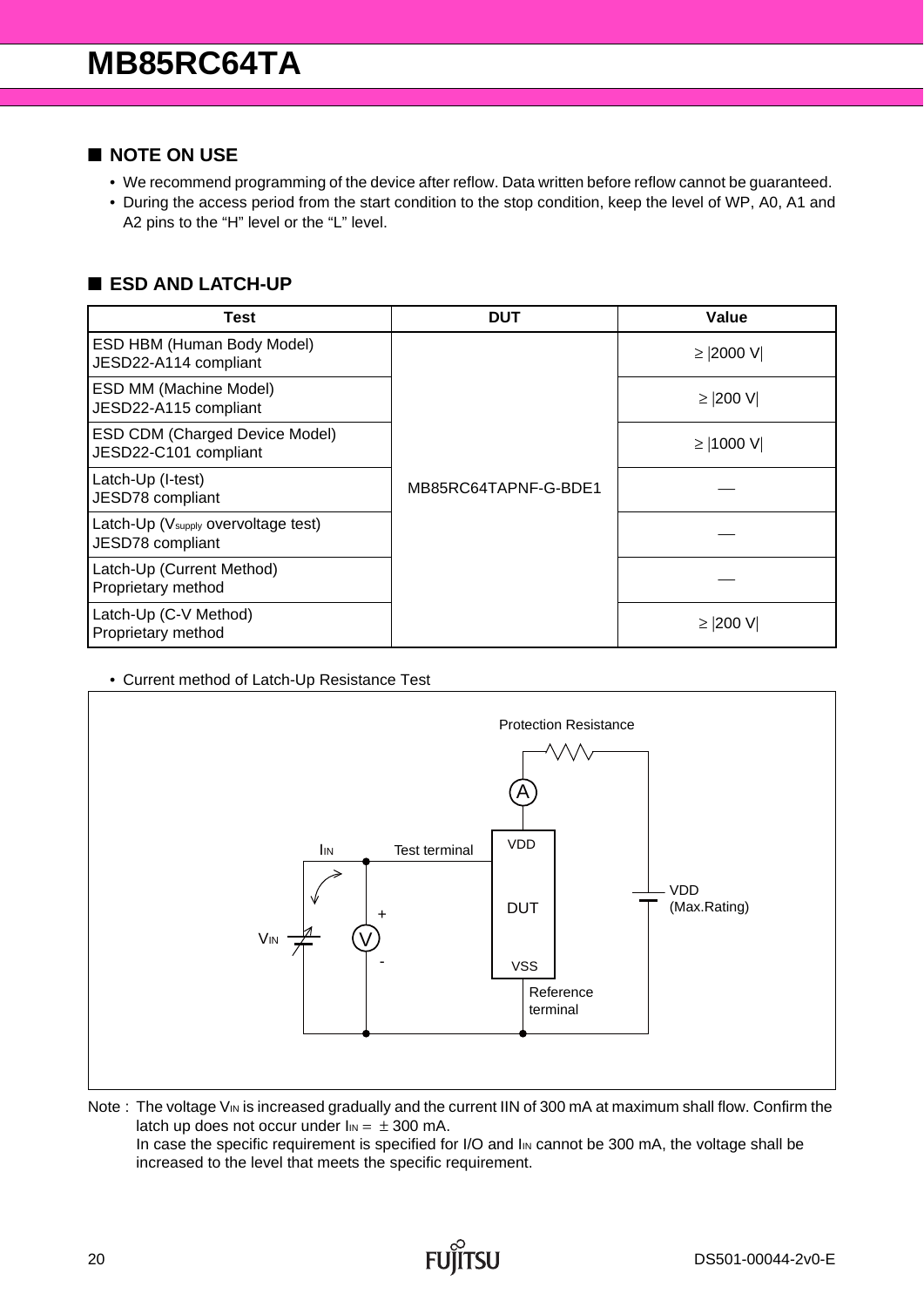## ■ NOTE ON USE

- We recommend programming of the device after reflow. Data written before reflow cannot be guaranteed.
- During the access period from the start condition to the stop condition, keep the level of WP, A0, A1 and A2 pins to the “H” level or the “L” level.

## ■ ESD AND LATCH-UP

| Test | DUT | Value |
|---|---|---|
| ESD HBM (Human Body Model) JESD22-A114 compliant | MB85RC64TAPNF-G-BDE1 | ≥ \|2000 V\| |
| ESD MM (Machine Model) JESD22-A115 compliant | | ≥ \|200 V\| |
| ESD CDM (Charged Device Model) JESD22-C101 compliant | | ≥ \|1000 V\| |
| Latch-Up (I-test) JESD78 compliant | | — |
| Latch-Up ($V_{supply}$ overvoltage test) JESD78 compliant | | — |
| Latch-Up (Current Method) Proprietary method | | — |
| Latch-Up (C-V Method) Proprietary method | | ≥ \|200 V\| |

- Current method of Latch-Up Resistance Test

Protection Resistance

A

$I_{IN}$ Test terminal VDD

DUT

VDD (Max.Rating)

$V_{IN}$ V + -

VSS

Reference terminal

Note : The voltage $V_{IN}$ is increased gradually and the current IIN of 300 mA at maximum shall flow. Confirm the latch up does not occur under $I_{IN} = \pm 300$ mA.
In case the specific requirement is specified for I/O and $I_{IN}$ cannot be 300 mA, the voltage shall be increased to the level that meets the specific requirement.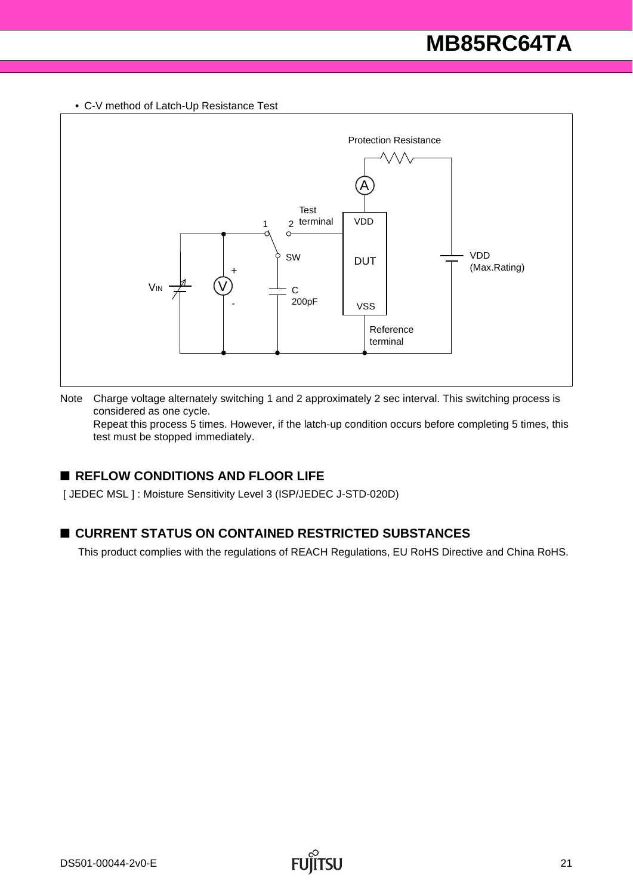• C-V method of Latch-Up Resistance Test

Note Charge voltage alternately switching 1 and 2 approximately 2 sec interval. This switching process is considered as one cycle.
Repeat this process 5 times. However, if the latch-up condition occurs before completing 5 times, this test must be stopped immediately.

## ■ REFLOW CONDITIONS AND FLOOR LIFE

[ JEDEC MSL ] : Moisture Sensitivity Level 3 (ISP/JEDEC J-STD-020D)

## ■ CURRENT STATUS ON CONTAINED RESTRICTED SUBSTANCES

This product complies with the regulations of REACH Regulations, EU RoHS Directive and China RoHS.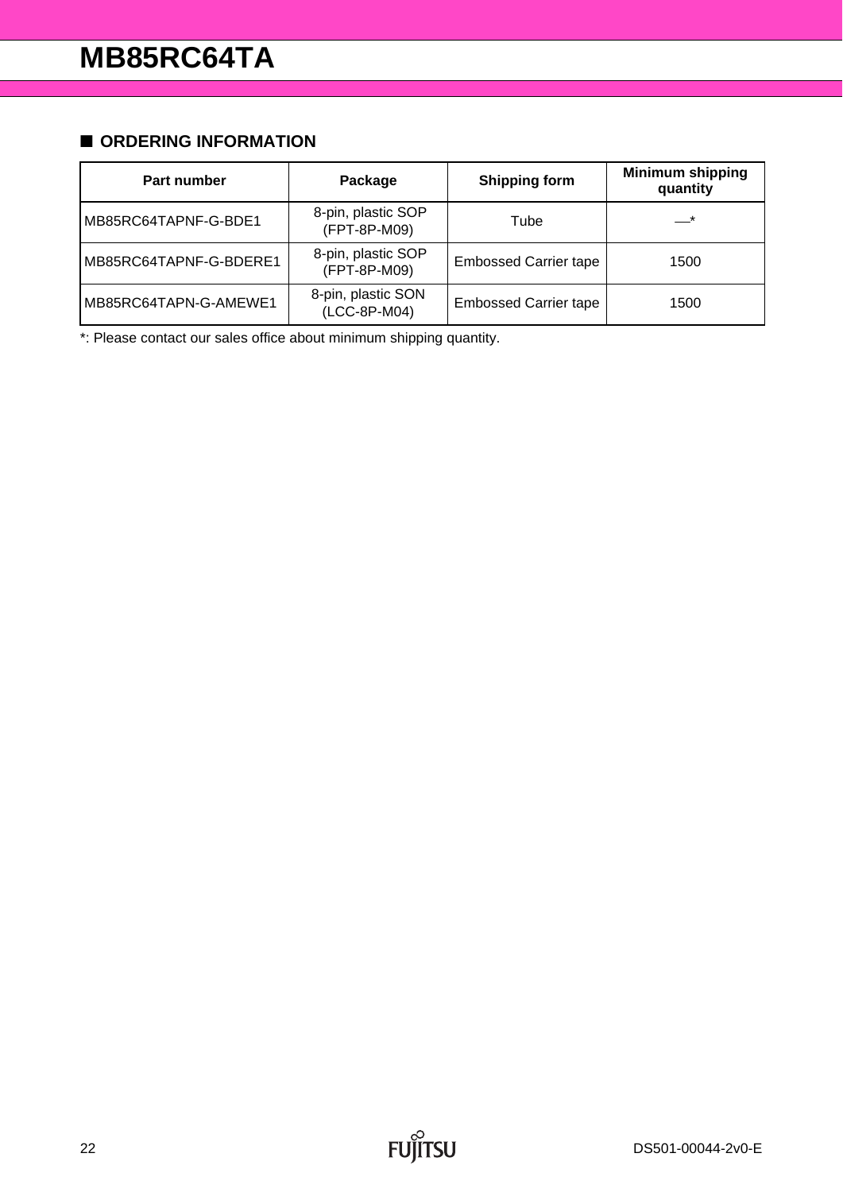## ■ ORDERING INFORMATION

| Part number | Package | Shipping form | Minimum shipping quantity |
|---|---|---|---|
| MB85RC64TAPNF-G-BDE1 | 8-pin, plastic SOP (FPT-8P-M09) | Tube | —* |
| MB85RC64TAPNF-G-BDERE1 | 8-pin, plastic SOP (FPT-8P-M09) | Embossed Carrier tape | 1500 |
| MB85RC64TAPN-G-AMEWE1 | 8-pin, plastic SON (LCC-8P-M04) | Embossed Carrier tape | 1500 |

*: Please contact our sales office about minimum shipping quantity.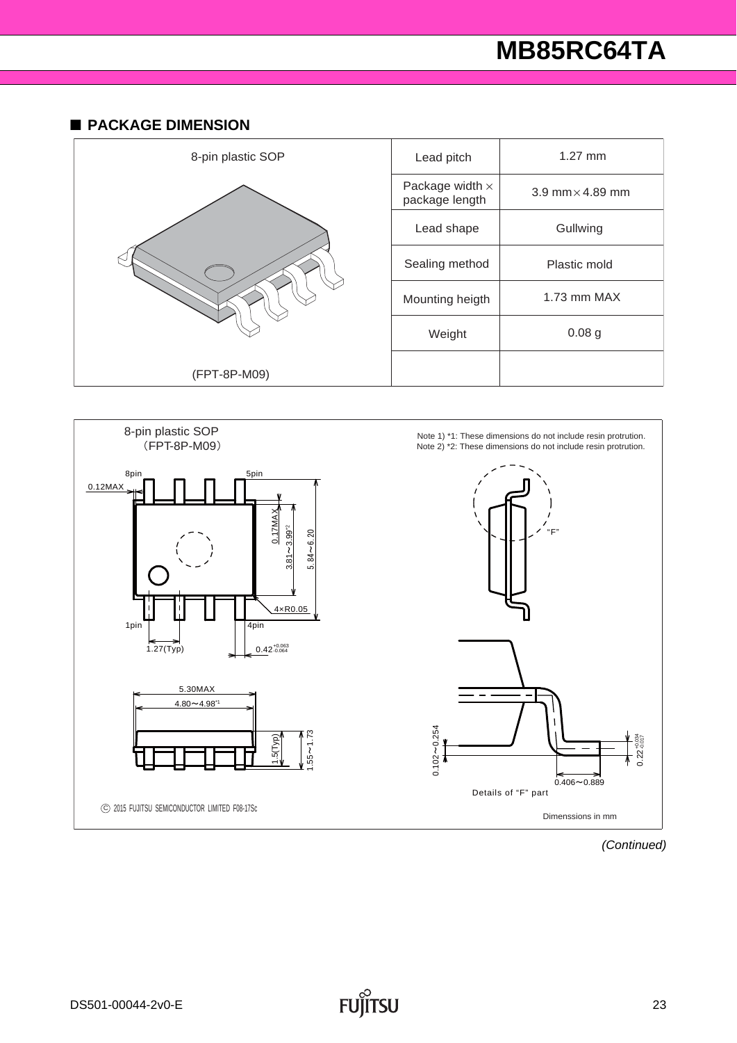## ■ PACKAGE DIMENSION

| 8-pin plastic SOP | Lead pitch | 1.27 mm |
|---|---|---|
| | Package width × package length | 3.9 mm × 4.89 mm |
| | Lead shape | Gullwing |
| | Sealing method | Plastic mold |
| | Mounting heigth | 1.73 mm MAX |
| | Weight | 0.08 g |
| (FPT-8P-M09) | | |

8-pin plastic SOP
(FPT-8P-M09)

Note 1) *1: These dimensions do not include resin protrution.
Note 2) *2: These dimensions do not include resin protrution.

8pin 5pin
0.12MAX
0.17MAX
3.81～3.99*2
5.84～6.20
4×R0.05
1pin 4pin
1.27(Typ)
$0.42^{+0.063}_{-0.064}$

5.30MAX
4.80～4.98*1
1.5(Typ)
1.55～1.73

"F"

0.102～0.254
$0.22^{+0.034}_{-0.017}$
0.406～0.889
Details of "F" part

© 2015 FUJITSU SEMICONDUCTOR LIMITED F08-17Sc

Dimenssions in mm

*(Continued)*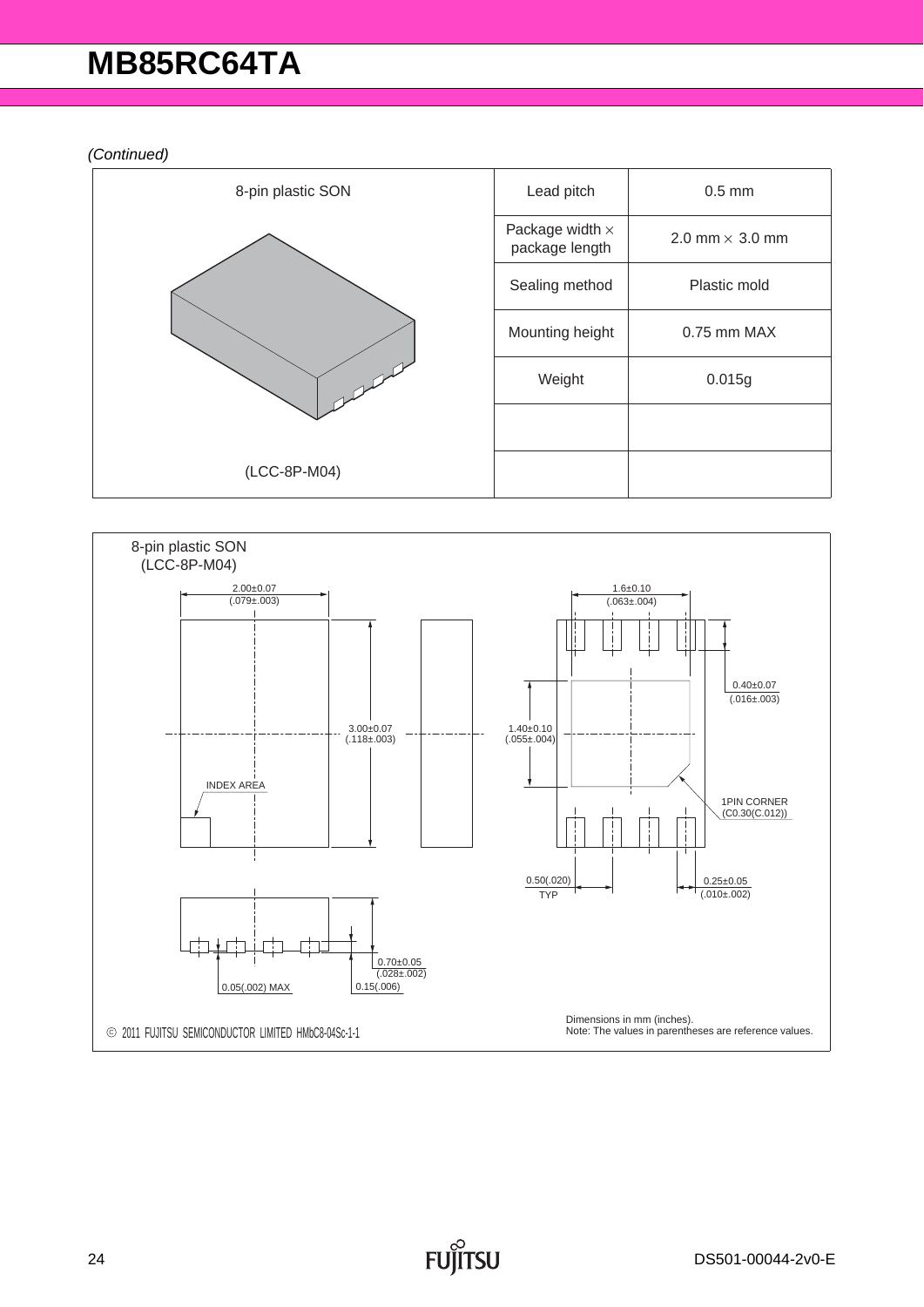*(Continued)*

| 8-pin plastic SON | Lead pitch | 0.5 mm |
|---|---|---|
| | Package width × package length | 2.0 mm × 3.0 mm |
| | Sealing method | Plastic mold |
| | Mounting height | 0.75 mm MAX |
| | Weight | 0.015g |
| | | |
| (LCC-8P-M04) | | |

8-pin plastic SON
(LCC-8P-M04)

2.00±0.07 (.079±.003)

3.00±0.07 (.118±.003)

INDEX AREA

1.6±0.10 (.063±.004)

0.40±0.07 (.016±.003)

1.40±0.10 (.055±.004)

1PIN CORNER (C0.30(C.012))

0.50(.020) TYP

0.25±0.05 (.010±.002)

0.70±0.05 (.028±.002)

0.05(.002) MAX

0.15(.006)

© 2011 FUJITSU SEMICONDUCTOR LIMITED HMbC8-04Sc-1-1

Dimensions in mm (inches).
Note: The values in parentheses are reference values.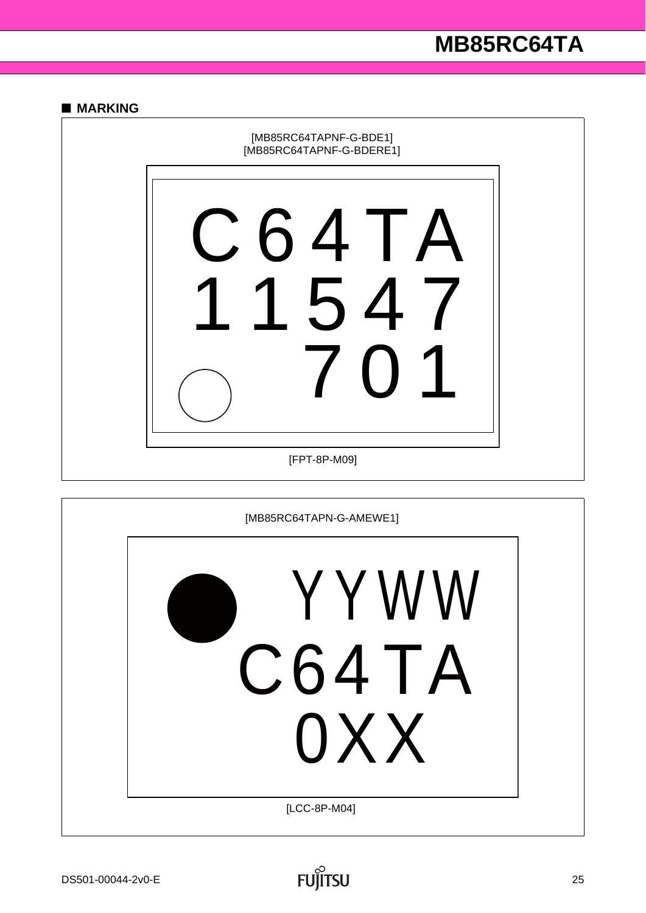## ■ MARKING

[MB85RC64TAPNF-G-BDE1]
[MB85RC64TAPNF-G-BDERE1]

C64TA
11547
701

[FPT-8P-M09]

[MB85RC64TAPN-G-AMEWE1]

YYWW
C64TA
0XX

[LCC-8P-M04]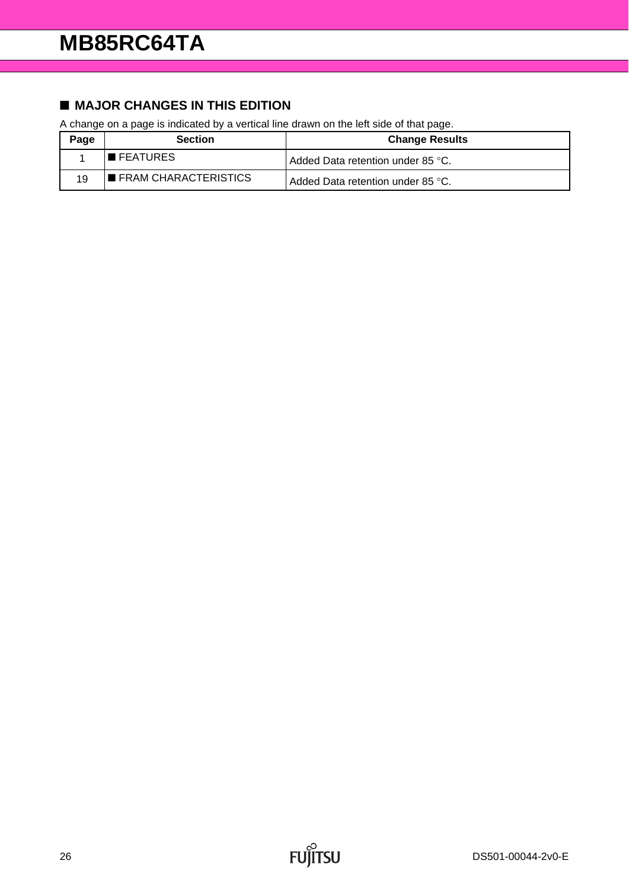## ■ MAJOR CHANGES IN THIS EDITION

A change on a page is indicated by a vertical line drawn on the left side of that page.

| Page | Section | Change Results |
|---|---|---|
| 1 | ■ FEATURES | Added Data retention under 85 °C. |
| 19 | ■ FRAM CHARACTERISTICS | Added Data retention under 85 °C. |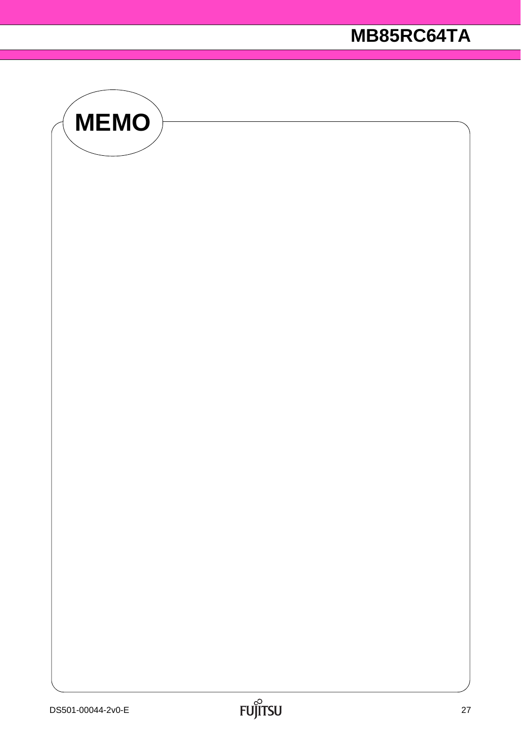# MEMO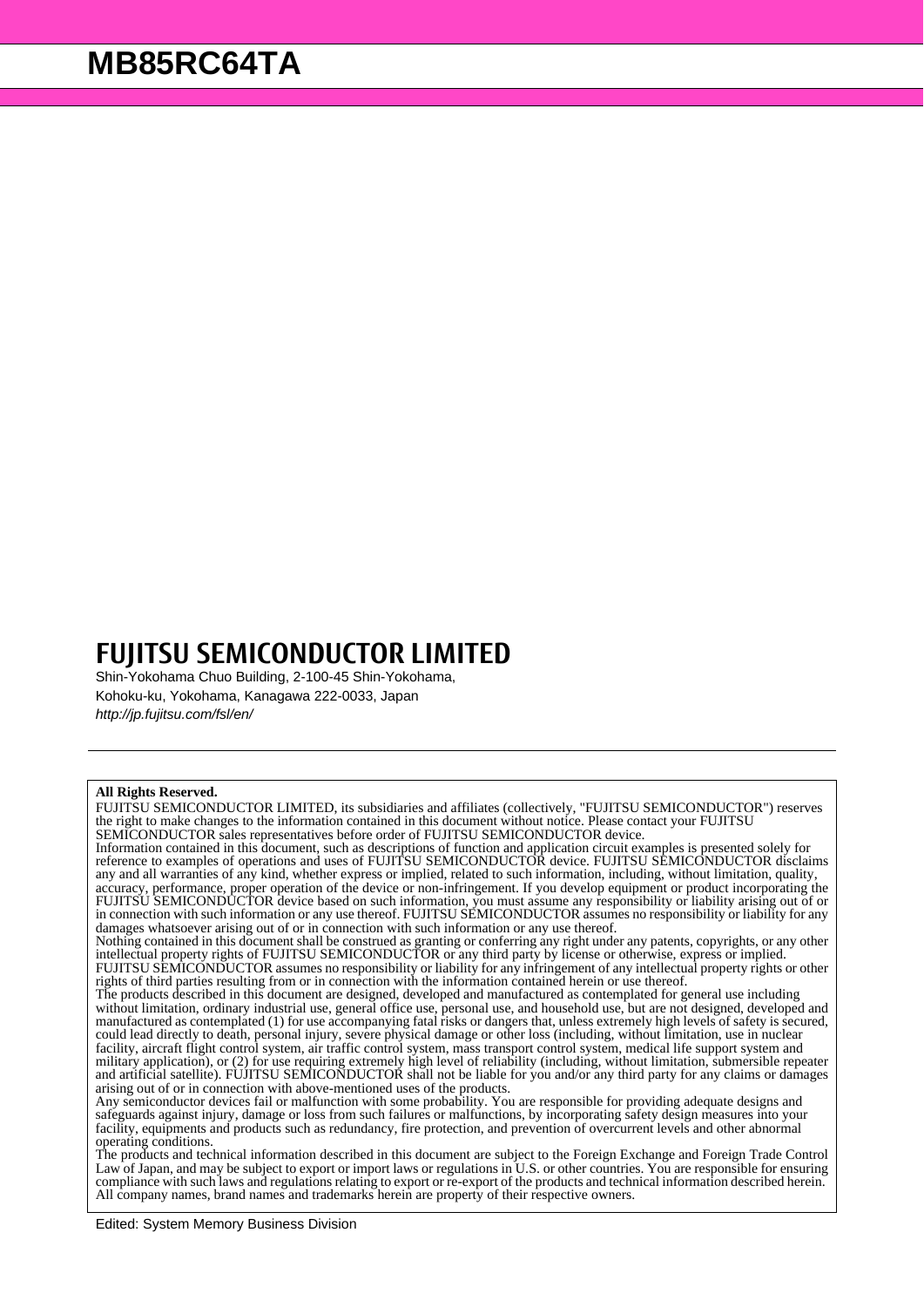# MB85RC64TA

## FUJITSU SEMICONDUCTOR LIMITED

Shin-Yokohama Chuo Building, 2-100-45 Shin-Yokohama,
Kohoku-ku, Yokohama, Kanagawa 222-0033, Japan
*http://jp.fujitsu.com/fsl/en/*

---

**All Rights Reserved.**
FUJITSU SEMICONDUCTOR LIMITED, its subsidiaries and affiliates (collectively, "FUJITSU SEMICONDUCTOR") reserves the right to make changes to the information contained in this document without notice. Please contact your FUJITSU SEMICONDUCTOR sales representatives before order of FUJITSU SEMICONDUCTOR device.
Information contained in this document, such as descriptions of function and application circuit examples is presented solely for reference to examples of operations and uses of FUJITSU SEMICONDUCTOR device. FUJITSU SEMICONDUCTOR disclaims any and all warranties of any kind, whether express or implied, related to such information, including, without limitation, quality, accuracy, performance, proper operation of the device or non-infringement. If you develop equipment or product incorporating the FUJITSU SEMICONDUCTOR device based on such information, you must assume any responsibility or liability arising out of or in connection with such information or any use thereof. FUJITSU SEMICONDUCTOR assumes no responsibility or liability for any damages whatsoever arising out of or in connection with such information or any use thereof.
Nothing contained in this document shall be construed as granting or conferring any right under any patents, copyrights, or any other intellectual property rights of FUJITSU SEMICONDUCTOR or any third party by license or otherwise, express or implied. FUJITSU SEMICONDUCTOR assumes no responsibility or liability for any infringement of any intellectual property rights or other rights of third parties resulting from or in connection with the information contained herein or use thereof.
The products described in this document are designed, developed and manufactured as contemplated for general use including without limitation, ordinary industrial use, general office use, personal use, and household use, but are not designed, developed and manufactured as contemplated (1) for use accompanying fatal risks or dangers that, unless extremely high levels of safety is secured, could lead directly to death, personal injury, severe physical damage or other loss (including, without limitation, use in nuclear facility, aircraft flight control system, air traffic control system, mass transport control system, medical life support system and military application), or (2) for use requiring extremely high level of reliability (including, without limitation, submersible repeater and artificial satellite). FUJITSU SEMICONDUCTOR shall not be liable for you and/or any third party for any claims or damages arising out of or in connection with above-mentioned uses of the products.
Any semiconductor devices fail or malfunction with some probability. You are responsible for providing adequate designs and safeguards against injury, damage or loss from such failures or malfunctions, by incorporating safety design measures into your facility, equipments and products such as redundancy, fire protection, and prevention of overcurrent levels and other abnormal operating conditions.
The products and technical information described in this document are subject to the Foreign Exchange and Foreign Trade Control Law of Japan, and may be subject to export or import laws or regulations in U.S. or other countries. You are responsible for ensuring compliance with such laws and regulations relating to export or re-export of the products and technical information described herein.
All company names, brand names and trademarks herein are property of their respective owners.

Edited: System Memory Business Division